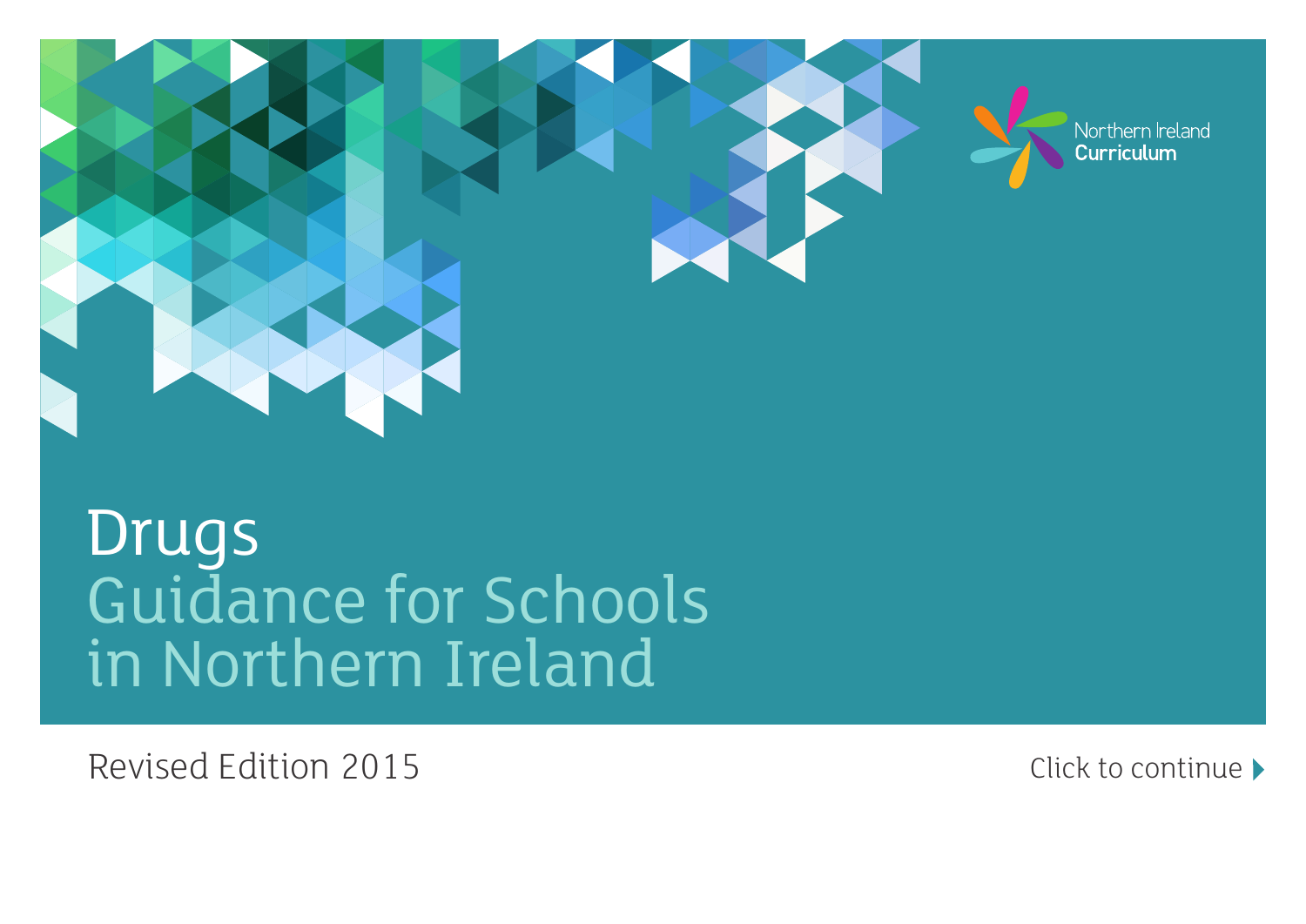Northern Ireland Curriculum

# Drugs

## Guidance for Schools in Northern Ireland

Revised Edition 2015

Click to continue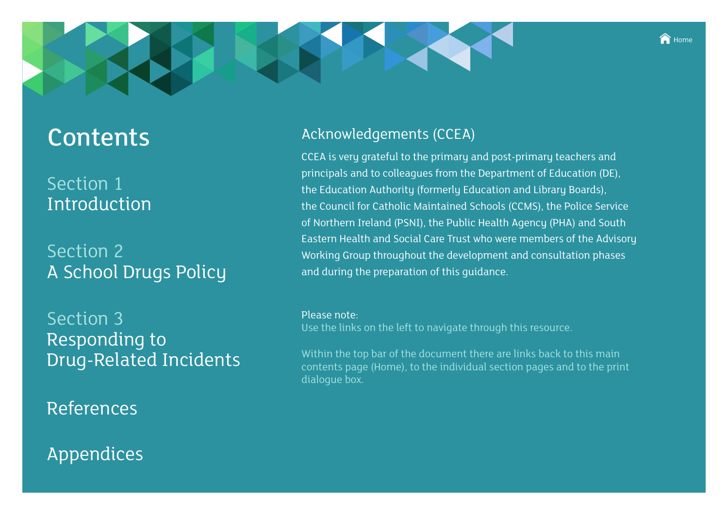# Contents

## Section 1
Introduction

## Section 2
A School Drugs Policy

## Section 3
Responding to Drug-Related Incidents

## References

## Appendices

## Acknowledgements (CCEA)

CCEA is very grateful to the primary and post-primary teachers and principals and to colleagues from the Department of Education (DE), the Education Authority (formerly Education and Library Boards), the Council for Catholic Maintained Schools (CCMS), the Police Service of Northern Ireland (PSNI), the Public Health Agency (PHA) and South Eastern Health and Social Care Trust who were members of the Advisory Working Group throughout the development and consultation phases and during the preparation of this guidance.

Please note:
Use the links on the left to navigate through this resource.

Within the top bar of the document there are links back to this main contents page (Home), to the individual section pages and to the print dialogue box.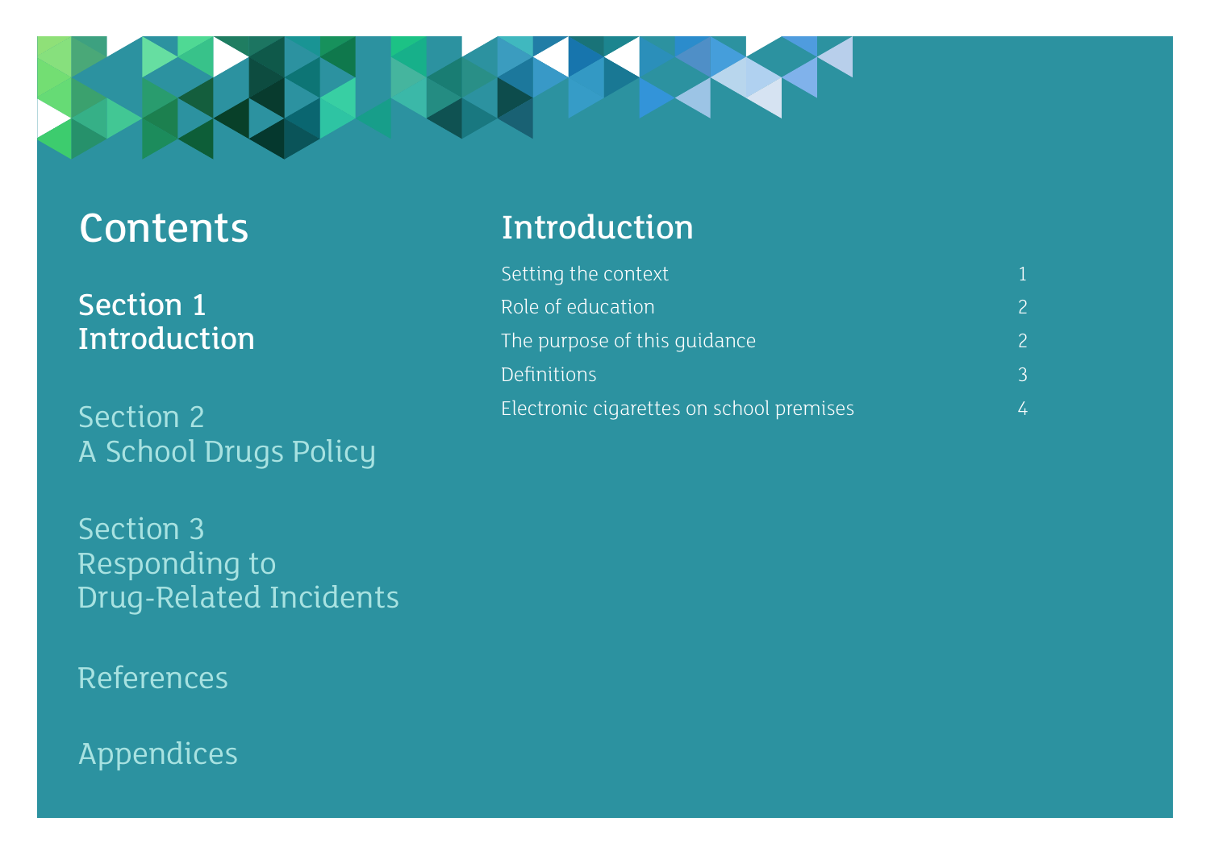# Contents

**Section 1**
**Introduction**

Section 2
A School Drugs Policy

Section 3
Responding to
Drug-Related Incidents

References

Appendices

## Introduction

| | |
|---|---|
| Setting the context | 1 |
| Role of education | 2 |
| The purpose of this guidance | 2 |
| Definitions | 3 |
| Electronic cigarettes on school premises | 4 |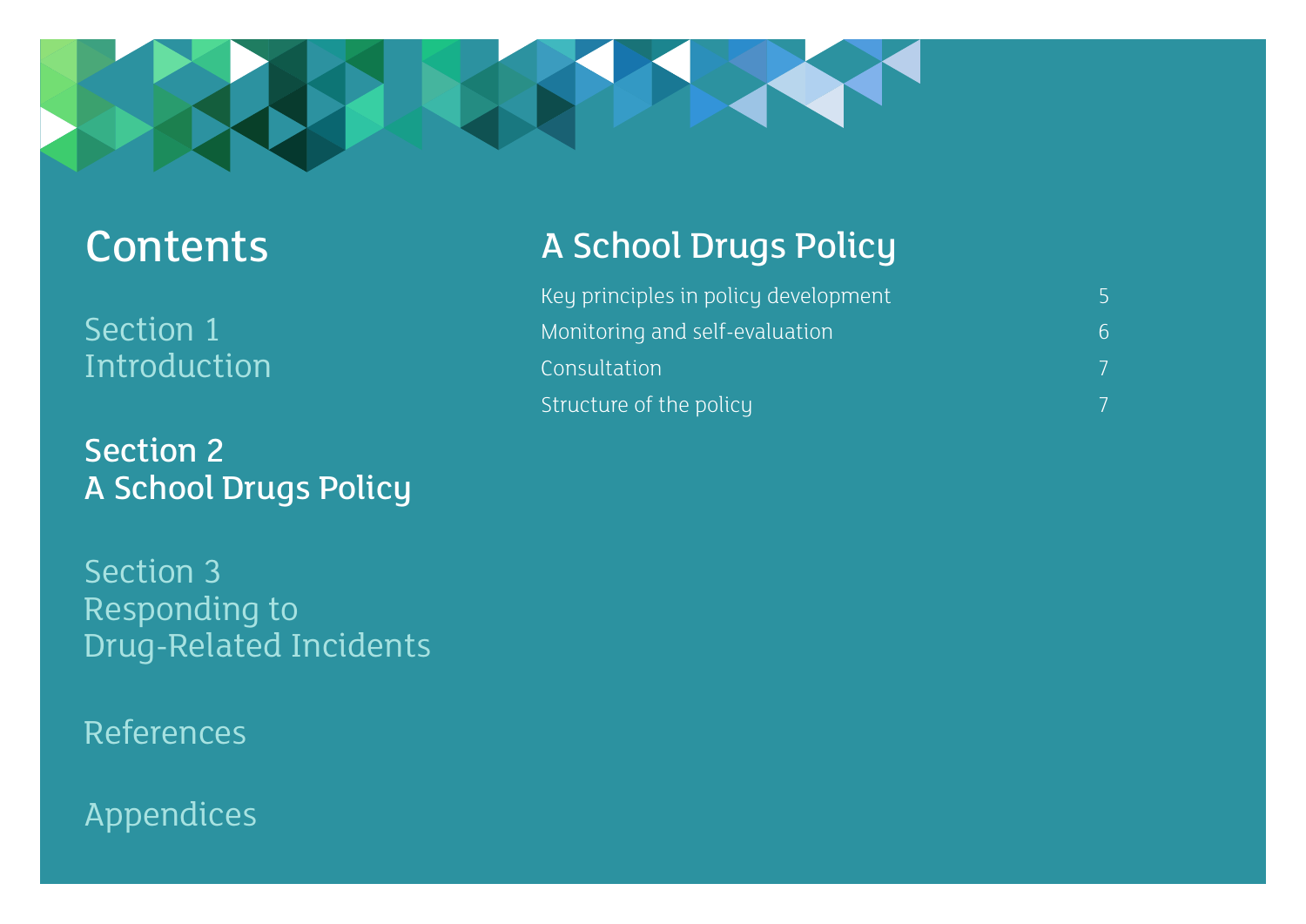# Contents

Section 1
Introduction

**Section 2**
**A School Drugs Policy**

Section 3
Responding to
Drug-Related Incidents

References

Appendices

## A School Drugs Policy

| | |
|---|---|
| Key principles in policy development | 5 |
| Monitoring and self-evaluation | 6 |
| Consultation | 7 |
| Structure of the policy | 7 |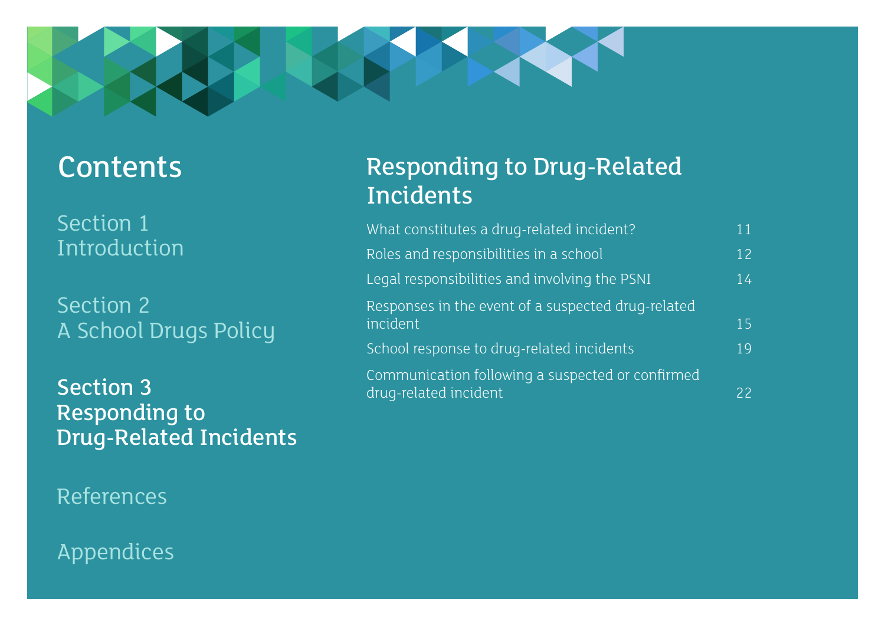# Contents

Section 1
Introduction

Section 2
A School Drugs Policy

**Section 3**
**Responding to Drug-Related Incidents**

References

Appendices

## Responding to Drug-Related Incidents

| | |
|---|---|
| What constitutes a drug-related incident? | 11 |
| Roles and responsibilities in a school | 12 |
| Legal responsibilities and involving the PSNI | 14 |
| Responses in the event of a suspected drug-related incident | 15 |
| School response to drug-related incidents | 19 |
| Communication following a suspected or confirmed drug-related incident | 22 |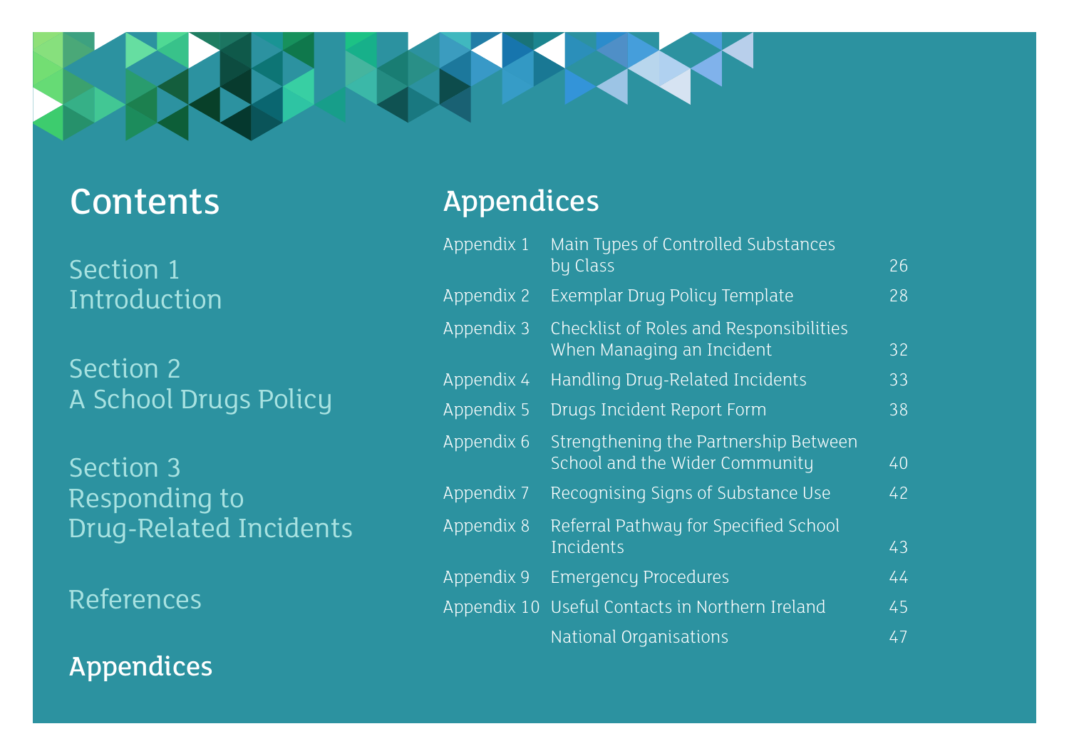# Contents

Section 1
Introduction

Section 2
A School Drugs Policy

Section 3
Responding to Drug-Related Incidents

References

**Appendices**

## Appendices

| | | |
|---|---|---|
| Appendix 1 | Main Types of Controlled Substances by Class | 26 |
| Appendix 2 | Exemplar Drug Policy Template | 28 |
| Appendix 3 | Checklist of Roles and Responsibilities When Managing an Incident | 32 |
| Appendix 4 | Handling Drug-Related Incidents | 33 |
| Appendix 5 | Drugs Incident Report Form | 38 |
| Appendix 6 | Strengthening the Partnership Between School and the Wider Community | 40 |
| Appendix 7 | Recognising Signs of Substance Use | 42 |
| Appendix 8 | Referral Pathway for Specified School Incidents | 43 |
| Appendix 9 | Emergency Procedures | 44 |
| Appendix 10 | Useful Contacts in Northern Ireland | 45 |
| | National Organisations | 47 |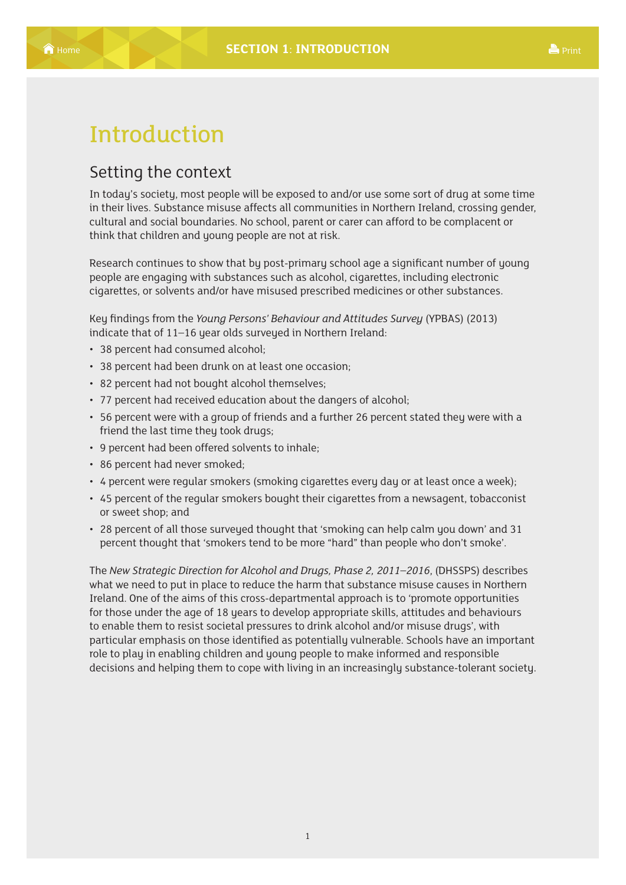# Introduction

## Setting the context

In today's society, most people will be exposed to and/or use some sort of drug at some time in their lives. Substance misuse affects all communities in Northern Ireland, crossing gender, cultural and social boundaries. No school, parent or carer can afford to be complacent or think that children and young people are not at risk.

Research continues to show that by post-primary school age a significant number of young people are engaging with substances such as alcohol, cigarettes, including electronic cigarettes, or solvents and/or have misused prescribed medicines or other substances.

Key findings from the *Young Persons' Behaviour and Attitudes Survey* (YPBAS) (2013) indicate that of 11–16 year olds surveyed in Northern Ireland:

- 38 percent had consumed alcohol;
- 38 percent had been drunk on at least one occasion;
- 82 percent had not bought alcohol themselves;
- 77 percent had received education about the dangers of alcohol;
- 56 percent were with a group of friends and a further 26 percent stated they were with a friend the last time they took drugs;
- 9 percent had been offered solvents to inhale;
- 86 percent had never smoked;
- 4 percent were regular smokers (smoking cigarettes every day or at least once a week);
- 45 percent of the regular smokers bought their cigarettes from a newsagent, tobacconist or sweet shop; and
- 28 percent of all those surveyed thought that 'smoking can help calm you down' and 31 percent thought that 'smokers tend to be more "hard" than people who don't smoke'.

The *New Strategic Direction for Alcohol and Drugs, Phase 2, 2011–2016*, (DHSSPS) describes what we need to put in place to reduce the harm that substance misuse causes in Northern Ireland. One of the aims of this cross-departmental approach is to 'promote opportunities for those under the age of 18 years to develop appropriate skills, attitudes and behaviours to enable them to resist societal pressures to drink alcohol and/or misuse drugs', with particular emphasis on those identified as potentially vulnerable. Schools have an important role to play in enabling children and young people to make informed and responsible decisions and helping them to cope with living in an increasingly substance-tolerant society.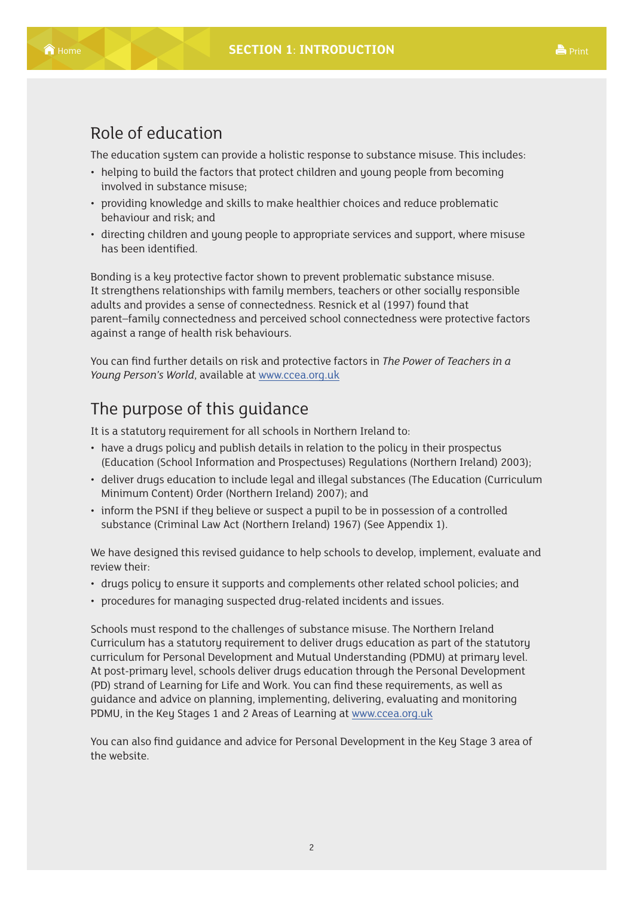## Role of education

The education system can provide a holistic response to substance misuse. This includes:

- helping to build the factors that protect children and young people from becoming involved in substance misuse;
- providing knowledge and skills to make healthier choices and reduce problematic behaviour and risk; and
- directing children and young people to appropriate services and support, where misuse has been identified.

Bonding is a key protective factor shown to prevent problematic substance misuse. It strengthens relationships with family members, teachers or other socially responsible adults and provides a sense of connectedness. Resnick et al (1997) found that parent–family connectedness and perceived school connectedness were protective factors against a range of health risk behaviours.

You can find further details on risk and protective factors in *The Power of Teachers in a Young Person's World*, available at www.ccea.org.uk

## The purpose of this guidance

It is a statutory requirement for all schools in Northern Ireland to:

- have a drugs policy and publish details in relation to the policy in their prospectus (Education (School Information and Prospectuses) Regulations (Northern Ireland) 2003);
- deliver drugs education to include legal and illegal substances (The Education (Curriculum Minimum Content) Order (Northern Ireland) 2007); and
- inform the PSNI if they believe or suspect a pupil to be in possession of a controlled substance (Criminal Law Act (Northern Ireland) 1967) (See Appendix 1).

We have designed this revised guidance to help schools to develop, implement, evaluate and review their:

- drugs policy to ensure it supports and complements other related school policies; and
- procedures for managing suspected drug-related incidents and issues.

Schools must respond to the challenges of substance misuse. The Northern Ireland Curriculum has a statutory requirement to deliver drugs education as part of the statutory curriculum for Personal Development and Mutual Understanding (PDMU) at primary level. At post-primary level, schools deliver drugs education through the Personal Development (PD) strand of Learning for Life and Work. You can find these requirements, as well as guidance and advice on planning, implementing, delivering, evaluating and monitoring PDMU, in the Key Stages 1 and 2 Areas of Learning at www.ccea.org.uk

You can also find guidance and advice for Personal Development in the Key Stage 3 area of the website.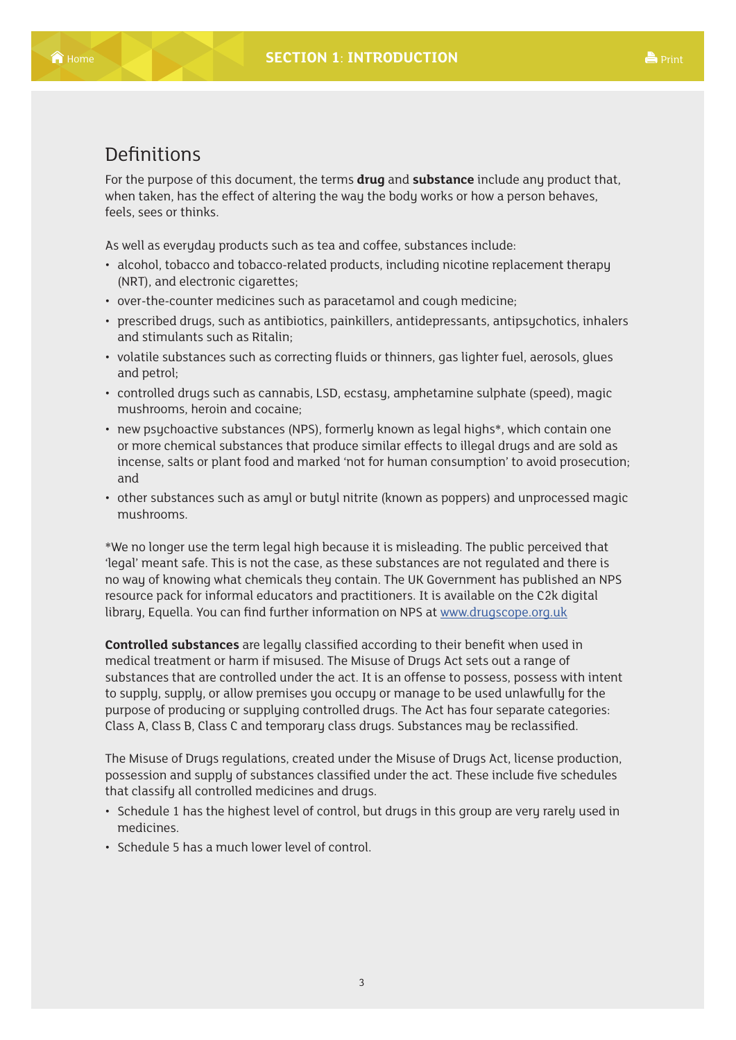## Definitions

For the purpose of this document, the terms **drug** and **substance** include any product that, when taken, has the effect of altering the way the body works or how a person behaves, feels, sees or thinks.

As well as everyday products such as tea and coffee, substances include:

- alcohol, tobacco and tobacco-related products, including nicotine replacement therapy (NRT), and electronic cigarettes;
- over-the-counter medicines such as paracetamol and cough medicine;
- prescribed drugs, such as antibiotics, painkillers, antidepressants, antipsychotics, inhalers and stimulants such as Ritalin;
- volatile substances such as correcting fluids or thinners, gas lighter fuel, aerosols, glues and petrol;
- controlled drugs such as cannabis, LSD, ecstasy, amphetamine sulphate (speed), magic mushrooms, heroin and cocaine;
- new psychoactive substances (NPS), formerly known as legal highs*, which contain one or more chemical substances that produce similar effects to illegal drugs and are sold as incense, salts or plant food and marked 'not for human consumption' to avoid prosecution; and
- other substances such as amyl or butyl nitrite (known as poppers) and unprocessed magic mushrooms.

*We no longer use the term legal high because it is misleading. The public perceived that 'legal' meant safe. This is not the case, as these substances are not regulated and there is no way of knowing what chemicals they contain. The UK Government has published an NPS resource pack for informal educators and practitioners. It is available on the C2k digital library, Equella. You can find further information on NPS at www.drugscope.org.uk

**Controlled substances** are legally classified according to their benefit when used in medical treatment or harm if misused. The Misuse of Drugs Act sets out a range of substances that are controlled under the act. It is an offense to possess, possess with intent to supply, supply, or allow premises you occupy or manage to be used unlawfully for the purpose of producing or supplying controlled drugs. The Act has four separate categories: Class A, Class B, Class C and temporary class drugs. Substances may be reclassified.

The Misuse of Drugs regulations, created under the Misuse of Drugs Act, license production, possession and supply of substances classified under the act. These include five schedules that classify all controlled medicines and drugs.

- Schedule 1 has the highest level of control, but drugs in this group are very rarely used in medicines.
- Schedule 5 has a much lower level of control.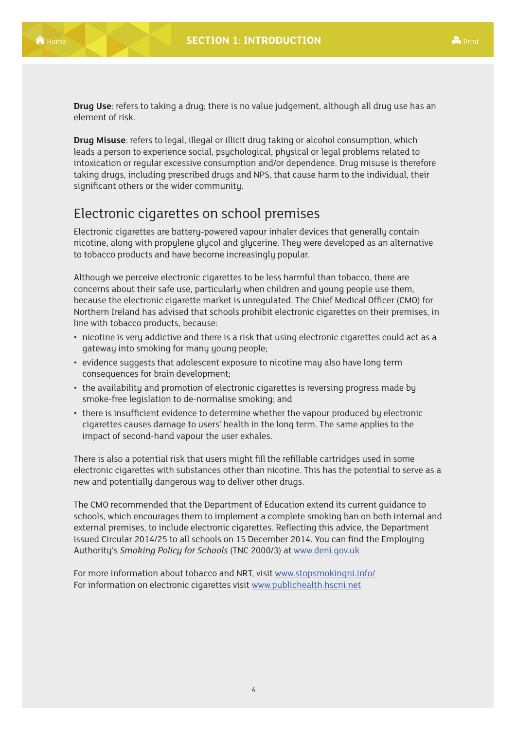**Drug Use**: refers to taking a drug; there is no value judgement, although all drug use has an element of risk.

**Drug Misuse**: refers to legal, illegal or illicit drug taking or alcohol consumption, which leads a person to experience social, psychological, physical or legal problems related to intoxication or regular excessive consumption and/or dependence. Drug misuse is therefore taking drugs, including prescribed drugs and NPS, that cause harm to the individual, their significant others or the wider community.

## Electronic cigarettes on school premises

Electronic cigarettes are battery-powered vapour inhaler devices that generally contain nicotine, along with propylene glycol and glycerine. They were developed as an alternative to tobacco products and have become increasingly popular.

Although we perceive electronic cigarettes to be less harmful than tobacco, there are concerns about their safe use, particularly when children and young people use them, because the electronic cigarette market is unregulated. The Chief Medical Officer (CMO) for Northern Ireland has advised that schools prohibit electronic cigarettes on their premises, in line with tobacco products, because:

- nicotine is very addictive and there is a risk that using electronic cigarettes could act as a gateway into smoking for many young people;
- evidence suggests that adolescent exposure to nicotine may also have long term consequences for brain development;
- the availability and promotion of electronic cigarettes is reversing progress made by smoke-free legislation to de-normalise smoking; and
- there is insufficient evidence to determine whether the vapour produced by electronic cigarettes causes damage to users' health in the long term. The same applies to the impact of second-hand vapour the user exhales.

There is also a potential risk that users might fill the refillable cartridges used in some electronic cigarettes with substances other than nicotine. This has the potential to serve as a new and potentially dangerous way to deliver other drugs.

The CMO recommended that the Department of Education extend its current guidance to schools, which encourages them to implement a complete smoking ban on both internal and external premises, to include electronic cigarettes. Reflecting this advice, the Department issued Circular 2014/25 to all schools on 15 December 2014. You can find the Employing Authority's *Smoking Policy for Schools* (TNC 2000/3) at www.deni.gov.uk

For more information about tobacco and NRT, visit www.stopsmokingni.info/
For information on electronic cigarettes visit www.publichealth.hscni.net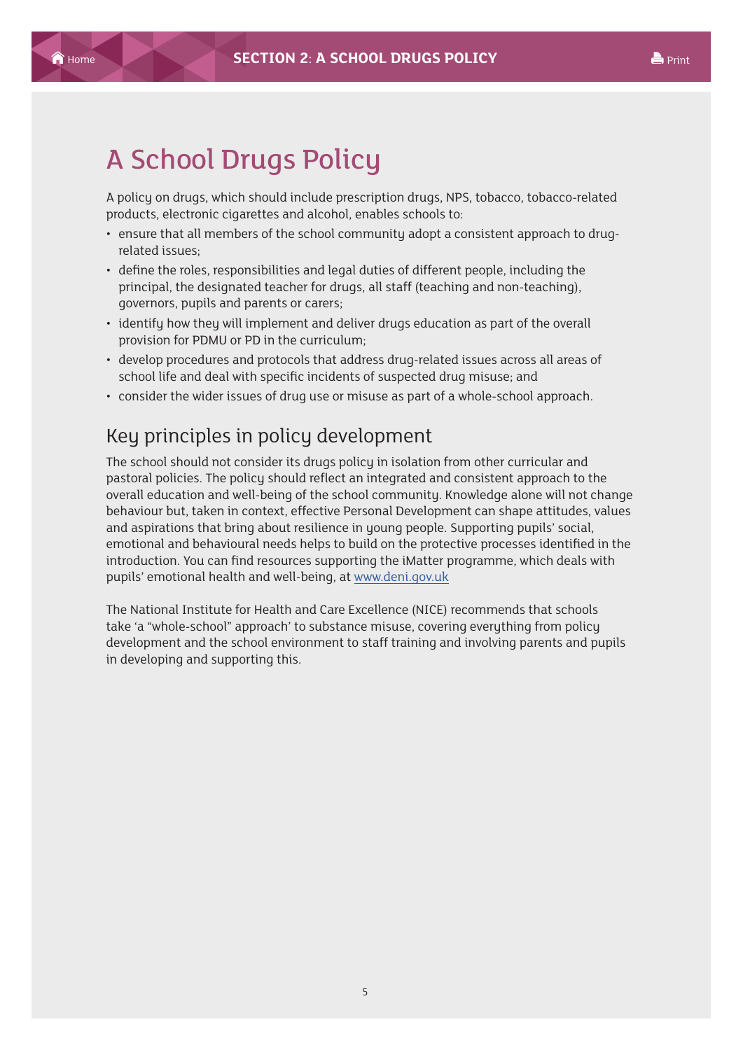# A School Drugs Policy

A policy on drugs, which should include prescription drugs, NPS, tobacco, tobacco-related products, electronic cigarettes and alcohol, enables schools to:

- ensure that all members of the school community adopt a consistent approach to drug-related issues;
- define the roles, responsibilities and legal duties of different people, including the principal, the designated teacher for drugs, all staff (teaching and non-teaching), governors, pupils and parents or carers;
- identify how they will implement and deliver drugs education as part of the overall provision for PDMU or PD in the curriculum;
- develop procedures and protocols that address drug-related issues across all areas of school life and deal with specific incidents of suspected drug misuse; and
- consider the wider issues of drug use or misuse as part of a whole-school approach.

## Key principles in policy development

The school should not consider its drugs policy in isolation from other curricular and pastoral policies. The policy should reflect an integrated and consistent approach to the overall education and well-being of the school community. Knowledge alone will not change behaviour but, taken in context, effective Personal Development can shape attitudes, values and aspirations that bring about resilience in young people. Supporting pupils' social, emotional and behavioural needs helps to build on the protective processes identified in the introduction. You can find resources supporting the iMatter programme, which deals with pupils' emotional health and well-being, at [www.deni.gov.uk](http://www.deni.gov.uk)

The National Institute for Health and Care Excellence (NICE) recommends that schools take 'a "whole-school" approach' to substance misuse, covering everything from policy development and the school environment to staff training and involving parents and pupils in developing and supporting this.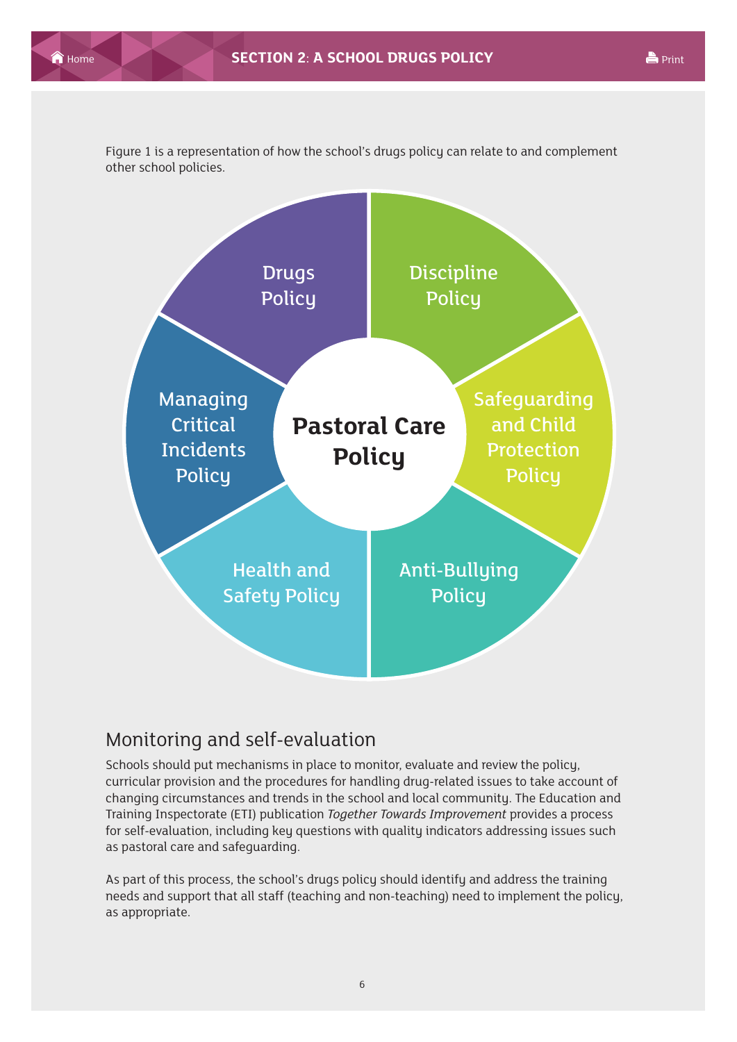Figure 1 is a representation of how the school's drugs policy can relate to and complement other school policies.

Drugs Policy

Discipline Policy

Managing Critical Incidents Policy

**Pastoral Care Policy**

Safeguarding and Child Protection Policy

Health and Safety Policy

Anti-Bullying Policy

## Monitoring and self-evaluation

Schools should put mechanisms in place to monitor, evaluate and review the policy, curricular provision and the procedures for handling drug-related issues to take account of changing circumstances and trends in the school and local community. The Education and Training Inspectorate (ETI) publication *Together Towards Improvement* provides a process for self-evaluation, including key questions with quality indicators addressing issues such as pastoral care and safeguarding.

As part of this process, the school's drugs policy should identify and address the training needs and support that all staff (teaching and non-teaching) need to implement the policy, as appropriate.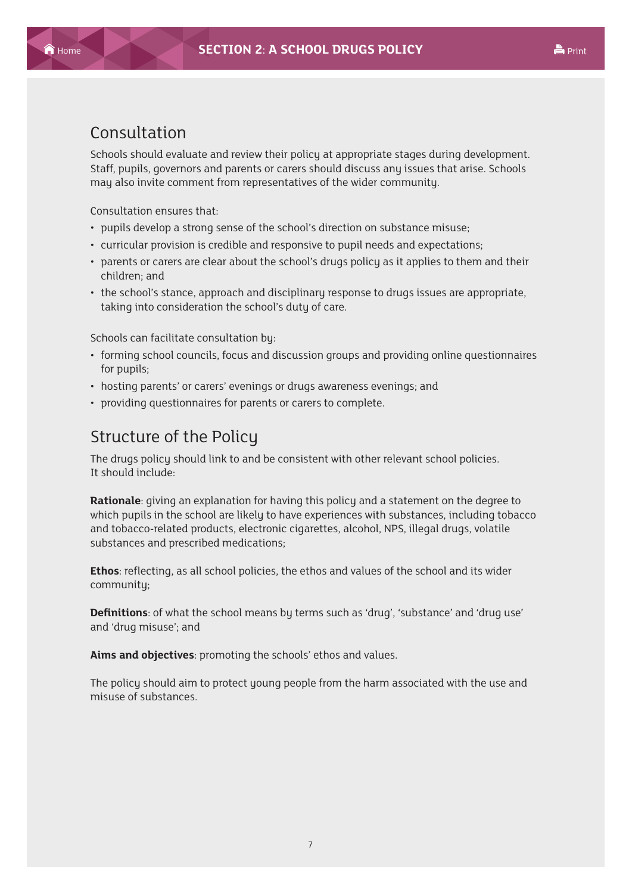## Consultation

Schools should evaluate and review their policy at appropriate stages during development. Staff, pupils, governors and parents or carers should discuss any issues that arise. Schools may also invite comment from representatives of the wider community.

Consultation ensures that:

- pupils develop a strong sense of the school's direction on substance misuse;
- curricular provision is credible and responsive to pupil needs and expectations;
- parents or carers are clear about the school's drugs policy as it applies to them and their children; and
- the school's stance, approach and disciplinary response to drugs issues are appropriate, taking into consideration the school's duty of care.

Schools can facilitate consultation by:

- forming school councils, focus and discussion groups and providing online questionnaires for pupils;
- hosting parents' or carers' evenings or drugs awareness evenings; and
- providing questionnaires for parents or carers to complete.

## Structure of the Policy

The drugs policy should link to and be consistent with other relevant school policies. It should include:

**Rationale**: giving an explanation for having this policy and a statement on the degree to which pupils in the school are likely to have experiences with substances, including tobacco and tobacco-related products, electronic cigarettes, alcohol, NPS, illegal drugs, volatile substances and prescribed medications;

**Ethos**: reflecting, as all school policies, the ethos and values of the school and its wider community;

**Definitions**: of what the school means by terms such as 'drug', 'substance' and 'drug use' and 'drug misuse'; and

**Aims and objectives**: promoting the schools' ethos and values.

The policy should aim to protect young people from the harm associated with the use and misuse of substances.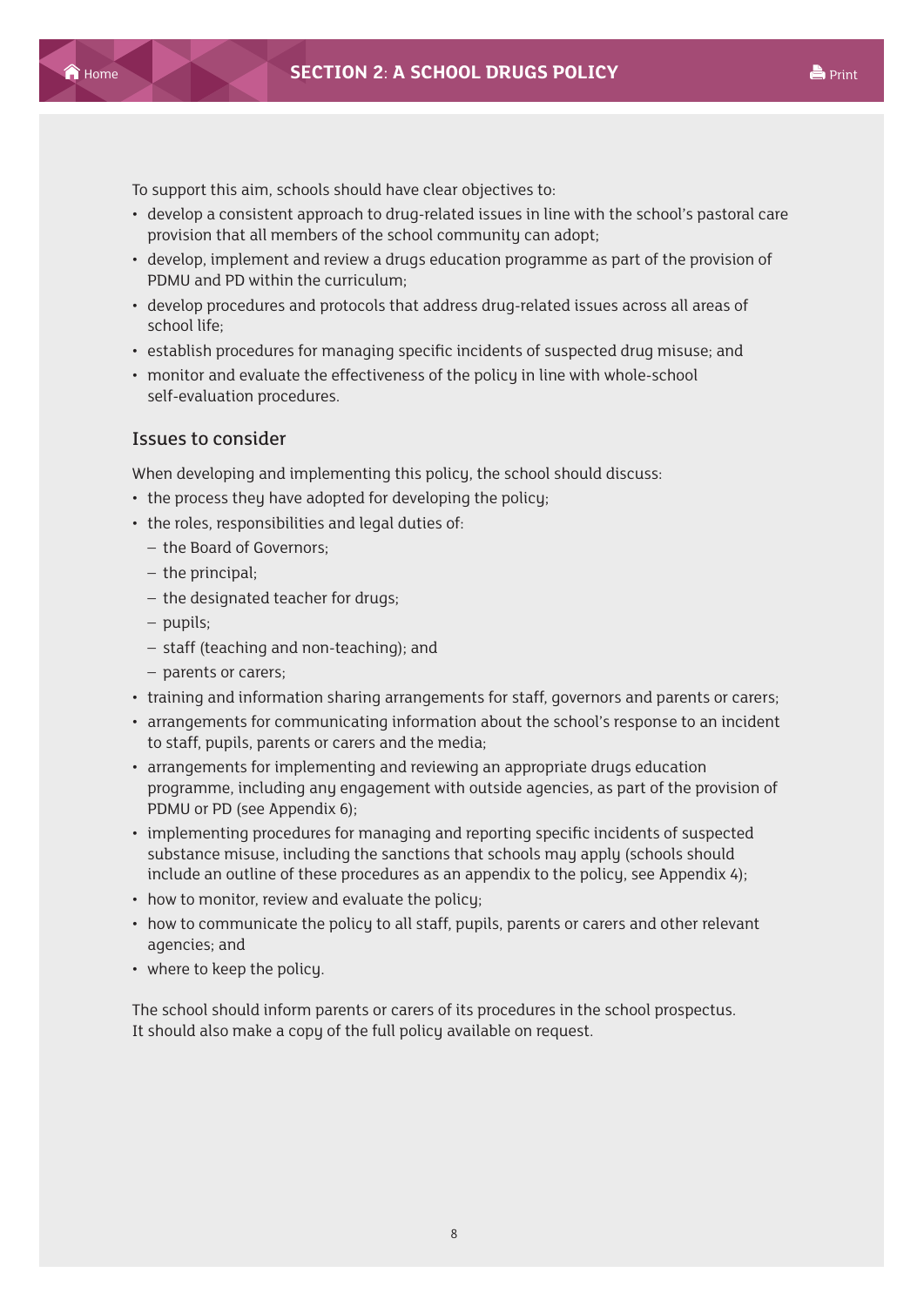To support this aim, schools should have clear objectives to:

- develop a consistent approach to drug-related issues in line with the school's pastoral care provision that all members of the school community can adopt;
- develop, implement and review a drugs education programme as part of the provision of PDMU and PD within the curriculum;
- develop procedures and protocols that address drug-related issues across all areas of school life;
- establish procedures for managing specific incidents of suspected drug misuse; and
- monitor and evaluate the effectiveness of the policy in line with whole-school self-evaluation procedures.

## Issues to consider

When developing and implementing this policy, the school should discuss:

- the process they have adopted for developing the policy;
- the roles, responsibilities and legal duties of:
  - the Board of Governors;
  - the principal;
  - the designated teacher for drugs;
  - pupils;
  - staff (teaching and non-teaching); and
  - parents or carers;
- training and information sharing arrangements for staff, governors and parents or carers;
- arrangements for communicating information about the school's response to an incident to staff, pupils, parents or carers and the media;
- arrangements for implementing and reviewing an appropriate drugs education programme, including any engagement with outside agencies, as part of the provision of PDMU or PD (see Appendix 6);
- implementing procedures for managing and reporting specific incidents of suspected substance misuse, including the sanctions that schools may apply (schools should include an outline of these procedures as an appendix to the policy, see Appendix 4);
- how to monitor, review and evaluate the policy;
- how to communicate the policy to all staff, pupils, parents or carers and other relevant agencies; and
- where to keep the policy.

The school should inform parents or carers of its procedures in the school prospectus. It should also make a copy of the full policy available on request.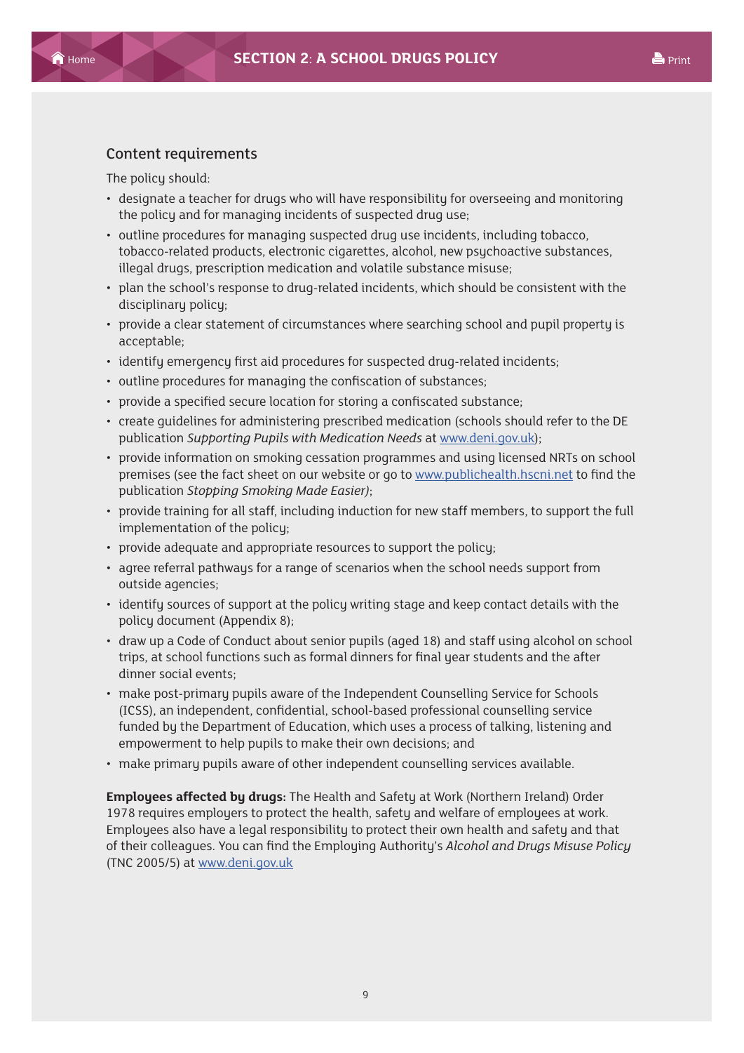## Content requirements

The policy should:

- designate a teacher for drugs who will have responsibility for overseeing and monitoring the policy and for managing incidents of suspected drug use;
- outline procedures for managing suspected drug use incidents, including tobacco, tobacco-related products, electronic cigarettes, alcohol, new psychoactive substances, illegal drugs, prescription medication and volatile substance misuse;
- plan the school's response to drug-related incidents, which should be consistent with the disciplinary policy;
- provide a clear statement of circumstances where searching school and pupil property is acceptable;
- identify emergency first aid procedures for suspected drug-related incidents;
- outline procedures for managing the confiscation of substances;
- provide a specified secure location for storing a confiscated substance;
- create guidelines for administering prescribed medication (schools should refer to the DE publication *Supporting Pupils with Medication Needs* at www.deni.gov.uk);
- provide information on smoking cessation programmes and using licensed NRTs on school premises (see the fact sheet on our website or go to www.publichealth.hscni.net to find the publication *Stopping Smoking Made Easier)*;
- provide training for all staff, including induction for new staff members, to support the full implementation of the policy;
- provide adequate and appropriate resources to support the policy;
- agree referral pathways for a range of scenarios when the school needs support from outside agencies;
- identify sources of support at the policy writing stage and keep contact details with the policy document (Appendix 8);
- draw up a Code of Conduct about senior pupils (aged 18) and staff using alcohol on school trips, at school functions such as formal dinners for final year students and the after dinner social events;
- make post-primary pupils aware of the Independent Counselling Service for Schools (ICSS), an independent, confidential, school-based professional counselling service funded by the Department of Education, which uses a process of talking, listening and empowerment to help pupils to make their own decisions; and
- make primary pupils aware of other independent counselling services available.

**Employees affected by drugs:** The Health and Safety at Work (Northern Ireland) Order 1978 requires employers to protect the health, safety and welfare of employees at work. Employees also have a legal responsibility to protect their own health and safety and that of their colleagues. You can find the Employing Authority's *Alcohol and Drugs Misuse Policy* (TNC 2005/5) at www.deni.gov.uk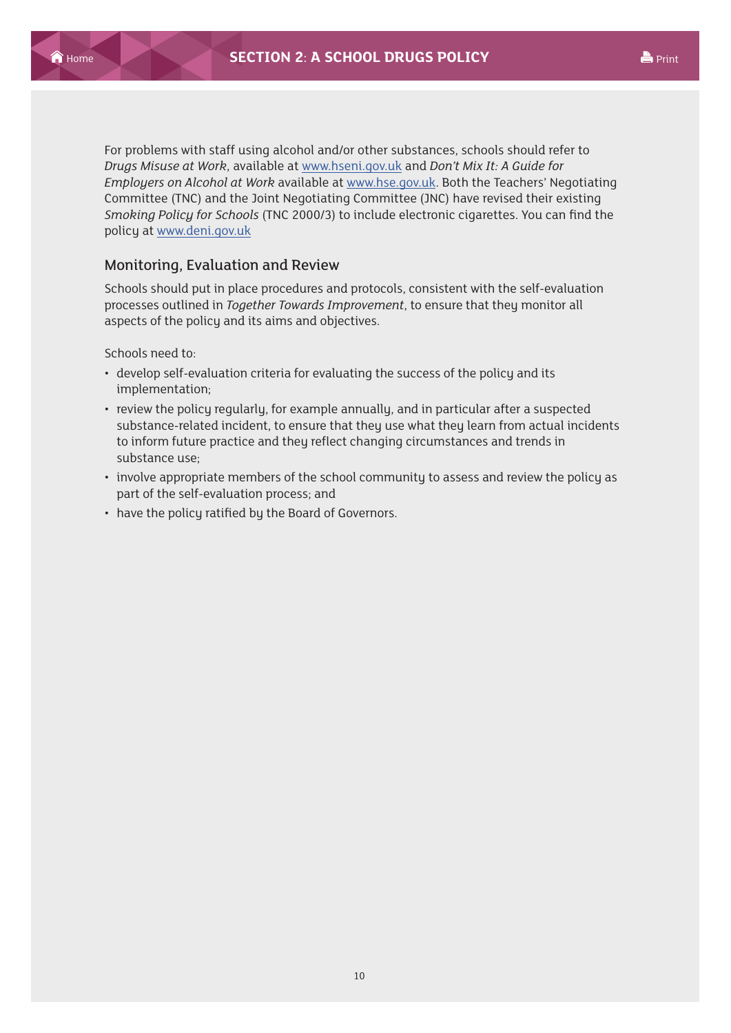For problems with staff using alcohol and/or other substances, schools should refer to *Drugs Misuse at Work*, available at [www.hseni.gov.uk](http://www.hseni.gov.uk) and *Don't Mix It: A Guide for Employers on Alcohol at Work* available at [www.hse.gov.uk](http://www.hse.gov.uk). Both the Teachers' Negotiating Committee (TNC) and the Joint Negotiating Committee (JNC) have revised their existing *Smoking Policy for Schools* (TNC 2000/3) to include electronic cigarettes. You can find the policy at [www.deni.gov.uk](http://www.deni.gov.uk)

### Monitoring, Evaluation and Review

Schools should put in place procedures and protocols, consistent with the self-evaluation processes outlined in *Together Towards Improvement*, to ensure that they monitor all aspects of the policy and its aims and objectives.

Schools need to:

- develop self-evaluation criteria for evaluating the success of the policy and its implementation;
- review the policy regularly, for example annually, and in particular after a suspected substance-related incident, to ensure that they use what they learn from actual incidents to inform future practice and they reflect changing circumstances and trends in substance use;
- involve appropriate members of the school community to assess and review the policy as part of the self-evaluation process; and
- have the policy ratified by the Board of Governors.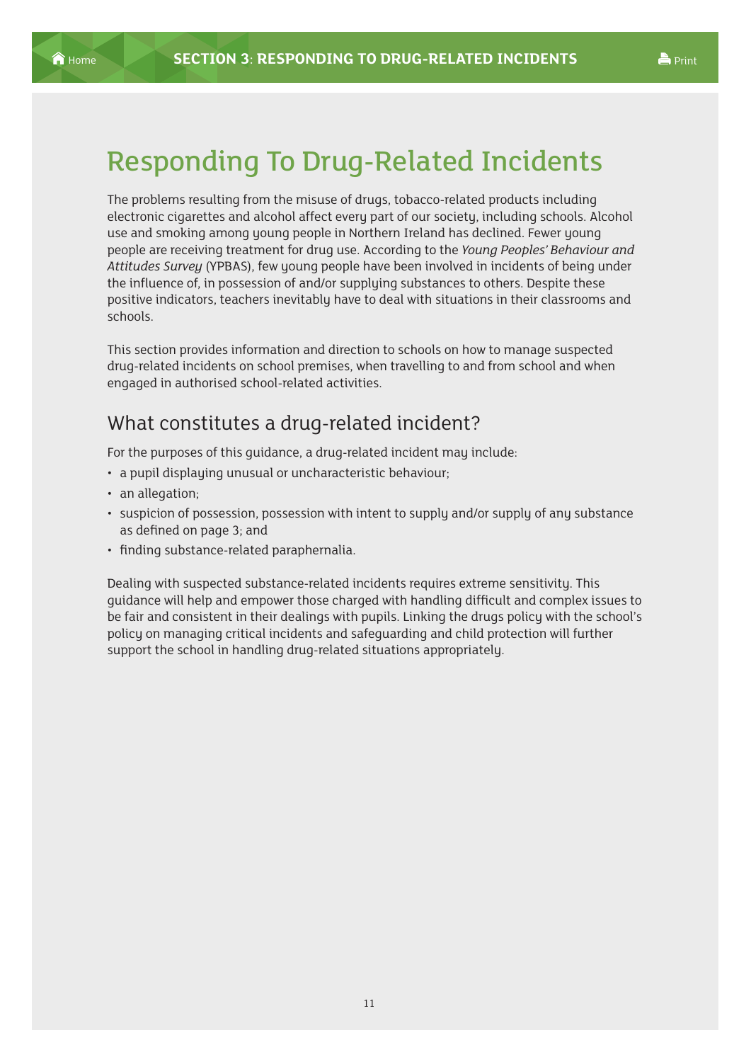# Responding To Drug-Related Incidents

The problems resulting from the misuse of drugs, tobacco-related products including electronic cigarettes and alcohol affect every part of our society, including schools. Alcohol use and smoking among young people in Northern Ireland has declined. Fewer young people are receiving treatment for drug use. According to the *Young Peoples' Behaviour and Attitudes Survey* (YPBAS), few young people have been involved in incidents of being under the influence of, in possession of and/or supplying substances to others. Despite these positive indicators, teachers inevitably have to deal with situations in their classrooms and schools.

This section provides information and direction to schools on how to manage suspected drug-related incidents on school premises, when travelling to and from school and when engaged in authorised school-related activities.

## What constitutes a drug-related incident?

For the purposes of this guidance, a drug-related incident may include:

- a pupil displaying unusual or uncharacteristic behaviour;
- an allegation;
- suspicion of possession, possession with intent to supply and/or supply of any substance as defined on page 3; and
- finding substance-related paraphernalia.

Dealing with suspected substance-related incidents requires extreme sensitivity. This guidance will help and empower those charged with handling difficult and complex issues to be fair and consistent in their dealings with pupils. Linking the drugs policy with the school's policy on managing critical incidents and safeguarding and child protection will further support the school in handling drug-related situations appropriately.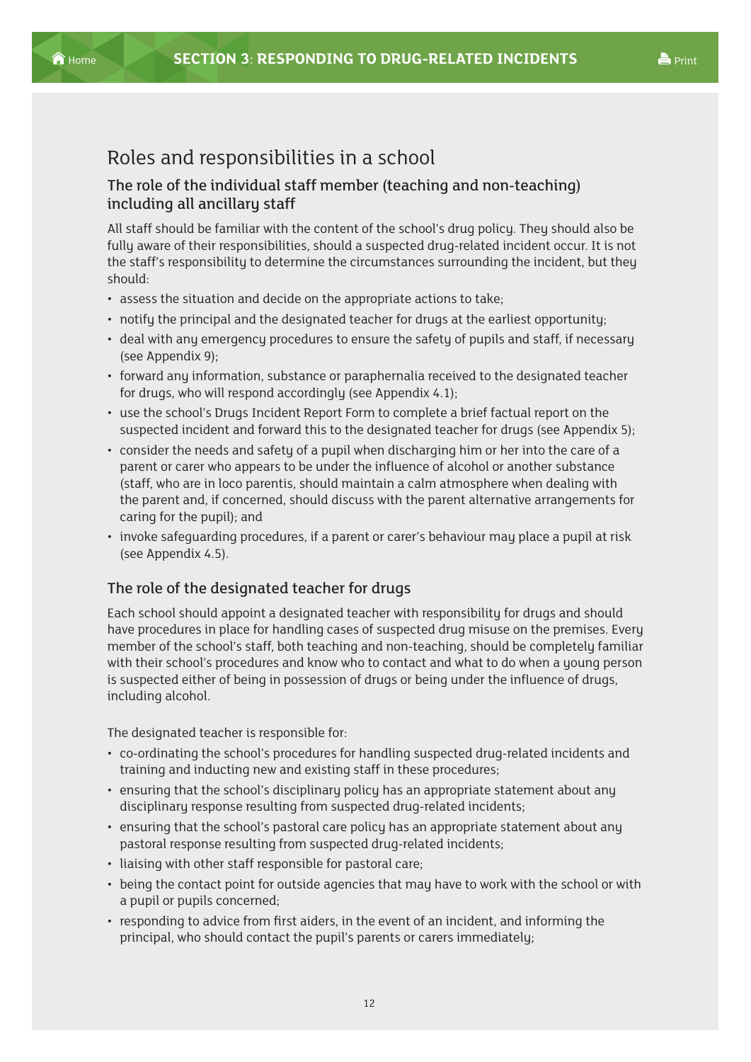## Roles and responsibilities in a school

### The role of the individual staff member (teaching and non-teaching) including all ancillary staff

All staff should be familiar with the content of the school's drug policy. They should also be fully aware of their responsibilities, should a suspected drug-related incident occur. It is not the staff's responsibility to determine the circumstances surrounding the incident, but they should:

- assess the situation and decide on the appropriate actions to take;
- notify the principal and the designated teacher for drugs at the earliest opportunity;
- deal with any emergency procedures to ensure the safety of pupils and staff, if necessary (see Appendix 9);
- forward any information, substance or paraphernalia received to the designated teacher for drugs, who will respond accordingly (see Appendix 4.1);
- use the school's Drugs Incident Report Form to complete a brief factual report on the suspected incident and forward this to the designated teacher for drugs (see Appendix 5);
- consider the needs and safety of a pupil when discharging him or her into the care of a parent or carer who appears to be under the influence of alcohol or another substance (staff, who are in loco parentis, should maintain a calm atmosphere when dealing with the parent and, if concerned, should discuss with the parent alternative arrangements for caring for the pupil); and
- invoke safeguarding procedures, if a parent or carer's behaviour may place a pupil at risk (see Appendix 4.5).

### The role of the designated teacher for drugs

Each school should appoint a designated teacher with responsibility for drugs and should have procedures in place for handling cases of suspected drug misuse on the premises. Every member of the school's staff, both teaching and non-teaching, should be completely familiar with their school's procedures and know who to contact and what to do when a young person is suspected either of being in possession of drugs or being under the influence of drugs, including alcohol.

The designated teacher is responsible for:

- co-ordinating the school's procedures for handling suspected drug-related incidents and training and inducting new and existing staff in these procedures;
- ensuring that the school's disciplinary policy has an appropriate statement about any disciplinary response resulting from suspected drug-related incidents;
- ensuring that the school's pastoral care policy has an appropriate statement about any pastoral response resulting from suspected drug-related incidents;
- liaising with other staff responsible for pastoral care;
- being the contact point for outside agencies that may have to work with the school or with a pupil or pupils concerned;
- responding to advice from first aiders, in the event of an incident, and informing the principal, who should contact the pupil's parents or carers immediately;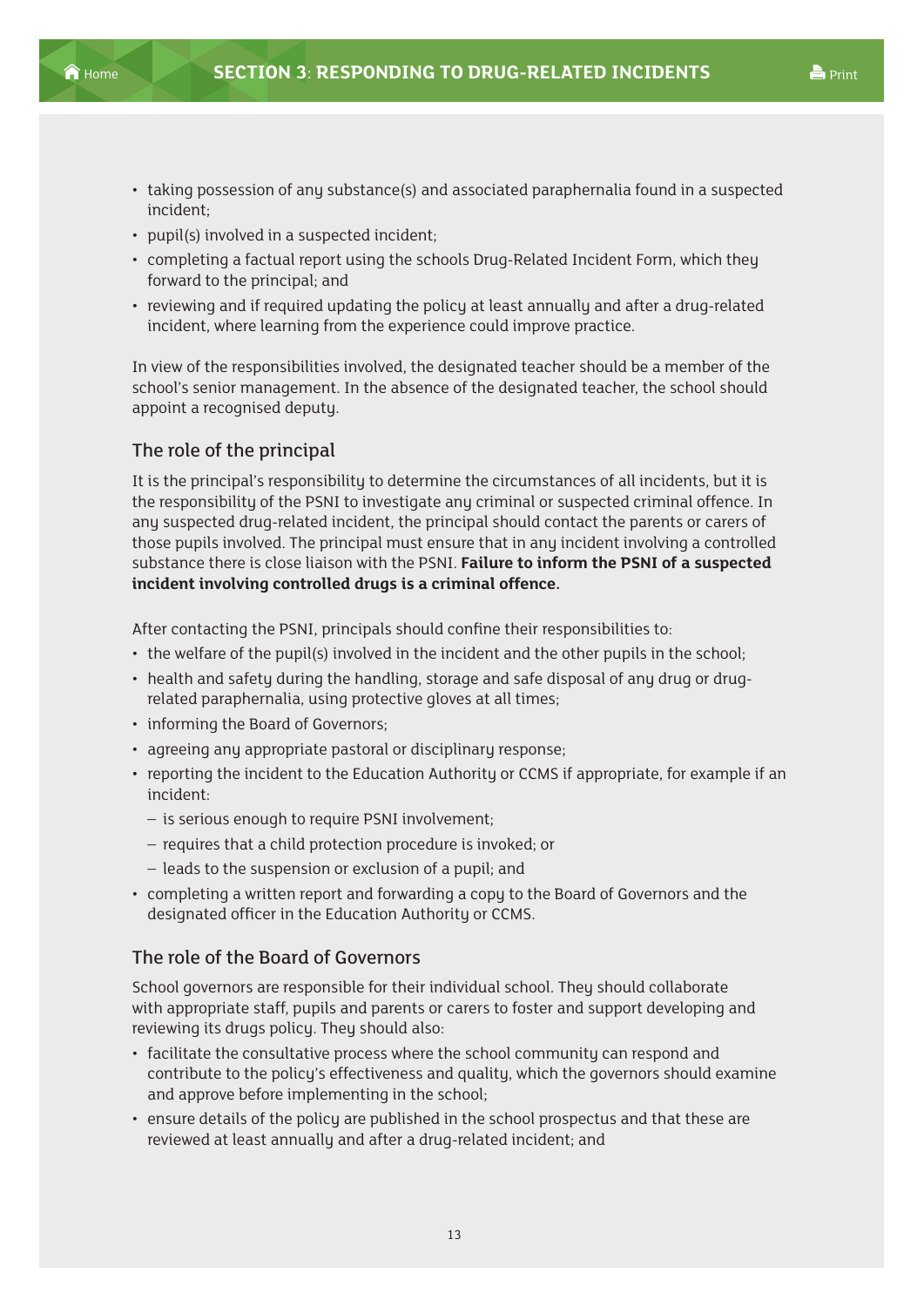- taking possession of any substance(s) and associated paraphernalia found in a suspected incident;
- pupil(s) involved in a suspected incident;
- completing a factual report using the schools Drug-Related Incident Form, which they forward to the principal; and
- reviewing and if required updating the policy at least annually and after a drug-related incident, where learning from the experience could improve practice.

In view of the responsibilities involved, the designated teacher should be a member of the school's senior management. In the absence of the designated teacher, the school should appoint a recognised deputy.

### The role of the principal

It is the principal's responsibility to determine the circumstances of all incidents, but it is the responsibility of the PSNI to investigate any criminal or suspected criminal offence. In any suspected drug-related incident, the principal should contact the parents or carers of those pupils involved. The principal must ensure that in any incident involving a controlled substance there is close liaison with the PSNI. **Failure to inform the PSNI of a suspected incident involving controlled drugs is a criminal offence.**

After contacting the PSNI, principals should confine their responsibilities to:

- the welfare of the pupil(s) involved in the incident and the other pupils in the school;
- health and safety during the handling, storage and safe disposal of any drug or drug-related paraphernalia, using protective gloves at all times;
- informing the Board of Governors;
- agreeing any appropriate pastoral or disciplinary response;
- reporting the incident to the Education Authority or CCMS if appropriate, for example if an incident:
  - is serious enough to require PSNI involvement;
  - requires that a child protection procedure is invoked; or
  - leads to the suspension or exclusion of a pupil; and
- completing a written report and forwarding a copy to the Board of Governors and the designated officer in the Education Authority or CCMS.

### The role of the Board of Governors

School governors are responsible for their individual school. They should collaborate with appropriate staff, pupils and parents or carers to foster and support developing and reviewing its drugs policy. They should also:

- facilitate the consultative process where the school community can respond and contribute to the policy's effectiveness and quality, which the governors should examine and approve before implementing in the school;
- ensure details of the policy are published in the school prospectus and that these are reviewed at least annually and after a drug-related incident; and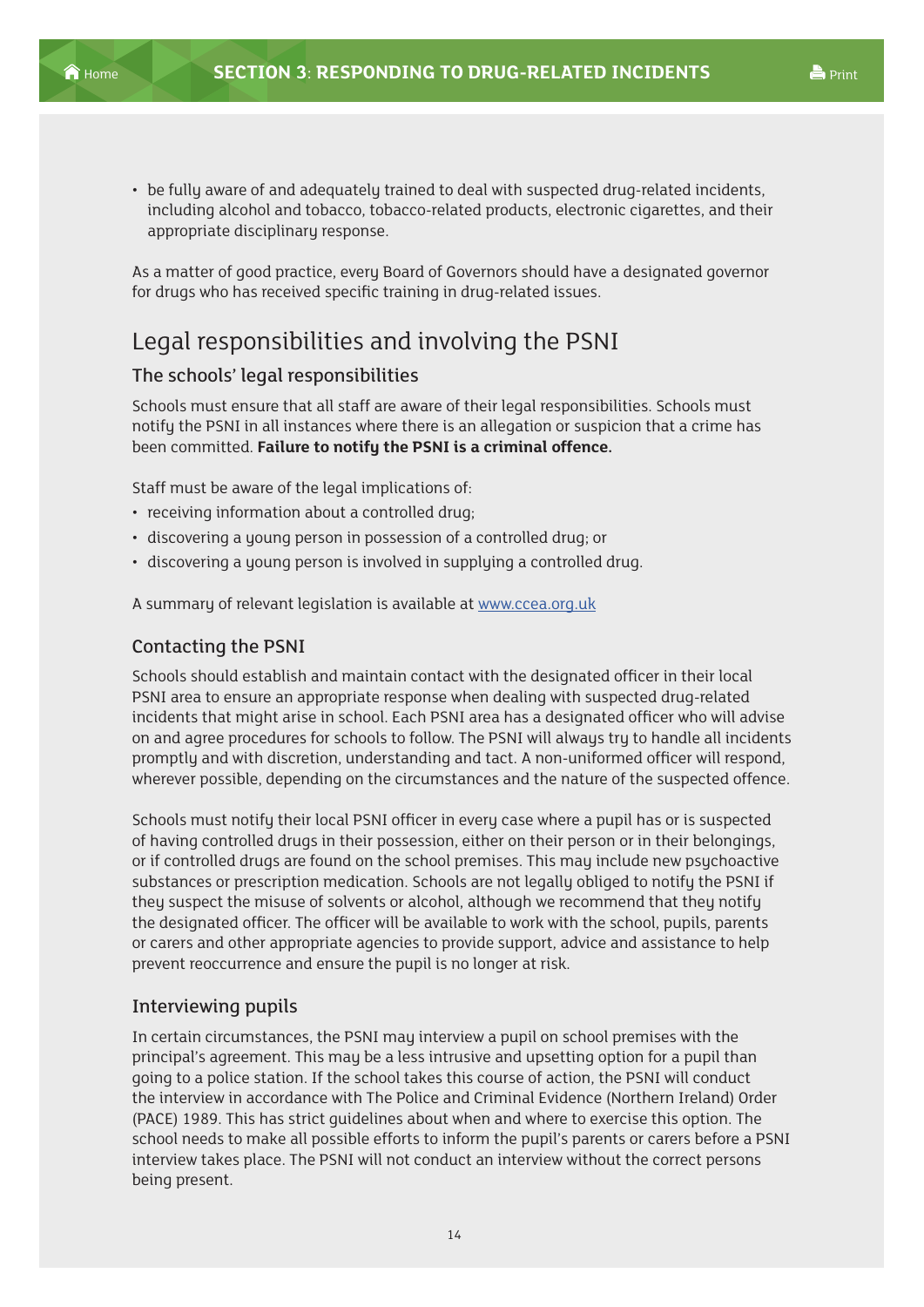- be fully aware of and adequately trained to deal with suspected drug-related incidents, including alcohol and tobacco, tobacco-related products, electronic cigarettes, and their appropriate disciplinary response.

As a matter of good practice, every Board of Governors should have a designated governor for drugs who has received specific training in drug-related issues.

## Legal responsibilities and involving the PSNI

### The schools' legal responsibilities

Schools must ensure that all staff are aware of their legal responsibilities. Schools must notify the PSNI in all instances where there is an allegation or suspicion that a crime has been committed. **Failure to notify the PSNI is a criminal offence.**

Staff must be aware of the legal implications of:

- receiving information about a controlled drug;
- discovering a young person in possession of a controlled drug; or
- discovering a young person is involved in supplying a controlled drug.

A summary of relevant legislation is available at [www.ccea.org.uk](http://www.ccea.org.uk)

### Contacting the PSNI

Schools should establish and maintain contact with the designated officer in their local PSNI area to ensure an appropriate response when dealing with suspected drug-related incidents that might arise in school. Each PSNI area has a designated officer who will advise on and agree procedures for schools to follow. The PSNI will always try to handle all incidents promptly and with discretion, understanding and tact. A non-uniformed officer will respond, wherever possible, depending on the circumstances and the nature of the suspected offence.

Schools must notify their local PSNI officer in every case where a pupil has or is suspected of having controlled drugs in their possession, either on their person or in their belongings, or if controlled drugs are found on the school premises. This may include new psychoactive substances or prescription medication. Schools are not legally obliged to notify the PSNI if they suspect the misuse of solvents or alcohol, although we recommend that they notify the designated officer. The officer will be available to work with the school, pupils, parents or carers and other appropriate agencies to provide support, advice and assistance to help prevent reoccurrence and ensure the pupil is no longer at risk.

### Interviewing pupils

In certain circumstances, the PSNI may interview a pupil on school premises with the principal's agreement. This may be a less intrusive and upsetting option for a pupil than going to a police station. If the school takes this course of action, the PSNI will conduct the interview in accordance with The Police and Criminal Evidence (Northern Ireland) Order (PACE) 1989. This has strict guidelines about when and where to exercise this option. The school needs to make all possible efforts to inform the pupil's parents or carers before a PSNI interview takes place. The PSNI will not conduct an interview without the correct persons being present.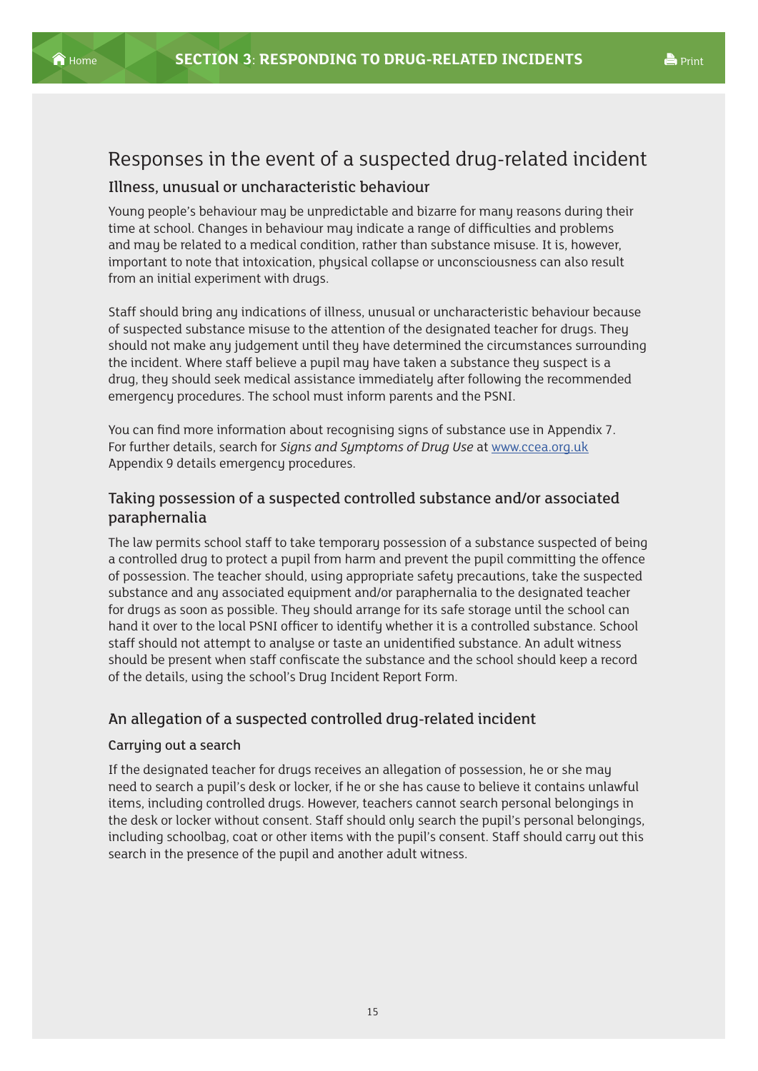# Responses in the event of a suspected drug-related incident

## Illness, unusual or uncharacteristic behaviour

Young people's behaviour may be unpredictable and bizarre for many reasons during their time at school. Changes in behaviour may indicate a range of difficulties and problems and may be related to a medical condition, rather than substance misuse. It is, however, important to note that intoxication, physical collapse or unconsciousness can also result from an initial experiment with drugs.

Staff should bring any indications of illness, unusual or uncharacteristic behaviour because of suspected substance misuse to the attention of the designated teacher for drugs. They should not make any judgement until they have determined the circumstances surrounding the incident. Where staff believe a pupil may have taken a substance they suspect is a drug, they should seek medical assistance immediately after following the recommended emergency procedures. The school must inform parents and the PSNI.

You can find more information about recognising signs of substance use in Appendix 7. For further details, search for *Signs and Symptoms of Drug Use* at www.ccea.org.uk Appendix 9 details emergency procedures.

## Taking possession of a suspected controlled substance and/or associated paraphernalia

The law permits school staff to take temporary possession of a substance suspected of being a controlled drug to protect a pupil from harm and prevent the pupil committing the offence of possession. The teacher should, using appropriate safety precautions, take the suspected substance and any associated equipment and/or paraphernalia to the designated teacher for drugs as soon as possible. They should arrange for its safe storage until the school can hand it over to the local PSNI officer to identify whether it is a controlled substance. School staff should not attempt to analyse or taste an unidentified substance. An adult witness should be present when staff confiscate the substance and the school should keep a record of the details, using the school's Drug Incident Report Form.

## An allegation of a suspected controlled drug-related incident

### Carrying out a search

If the designated teacher for drugs receives an allegation of possession, he or she may need to search a pupil's desk or locker, if he or she has cause to believe it contains unlawful items, including controlled drugs. However, teachers cannot search personal belongings in the desk or locker without consent. Staff should only search the pupil's personal belongings, including schoolbag, coat or other items with the pupil's consent. Staff should carry out this search in the presence of the pupil and another adult witness.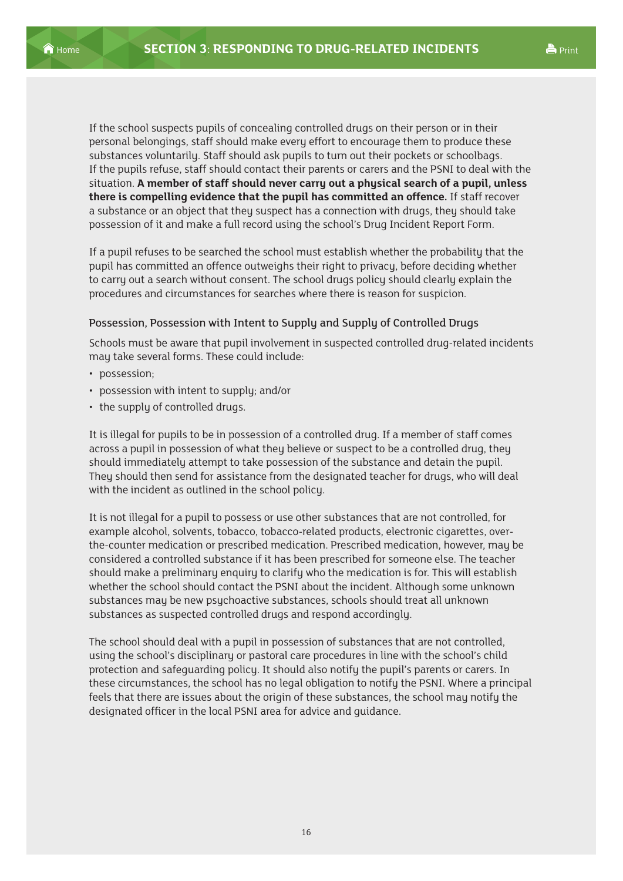If the school suspects pupils of concealing controlled drugs on their person or in their personal belongings, staff should make every effort to encourage them to produce these substances voluntarily. Staff should ask pupils to turn out their pockets or schoolbags. If the pupils refuse, staff should contact their parents or carers and the PSNI to deal with the situation. **A member of staff should never carry out a physical search of a pupil, unless there is compelling evidence that the pupil has committed an offence.** If staff recover a substance or an object that they suspect has a connection with drugs, they should take possession of it and make a full record using the school's Drug Incident Report Form.

If a pupil refuses to be searched the school must establish whether the probability that the pupil has committed an offence outweighs their right to privacy, before deciding whether to carry out a search without consent. The school drugs policy should clearly explain the procedures and circumstances for searches where there is reason for suspicion.

### Possession, Possession with Intent to Supply and Supply of Controlled Drugs

Schools must be aware that pupil involvement in suspected controlled drug-related incidents may take several forms. These could include:

- possession;
- possession with intent to supply; and/or
- the supply of controlled drugs.

It is illegal for pupils to be in possession of a controlled drug. If a member of staff comes across a pupil in possession of what they believe or suspect to be a controlled drug, they should immediately attempt to take possession of the substance and detain the pupil. They should then send for assistance from the designated teacher for drugs, who will deal with the incident as outlined in the school policy.

It is not illegal for a pupil to possess or use other substances that are not controlled, for example alcohol, solvents, tobacco, tobacco-related products, electronic cigarettes, over-the-counter medication or prescribed medication. Prescribed medication, however, may be considered a controlled substance if it has been prescribed for someone else. The teacher should make a preliminary enquiry to clarify who the medication is for. This will establish whether the school should contact the PSNI about the incident. Although some unknown substances may be new psychoactive substances, schools should treat all unknown substances as suspected controlled drugs and respond accordingly.

The school should deal with a pupil in possession of substances that are not controlled, using the school's disciplinary or pastoral care procedures in line with the school's child protection and safeguarding policy. It should also notify the pupil's parents or carers. In these circumstances, the school has no legal obligation to notify the PSNI. Where a principal feels that there are issues about the origin of these substances, the school may notify the designated officer in the local PSNI area for advice and guidance.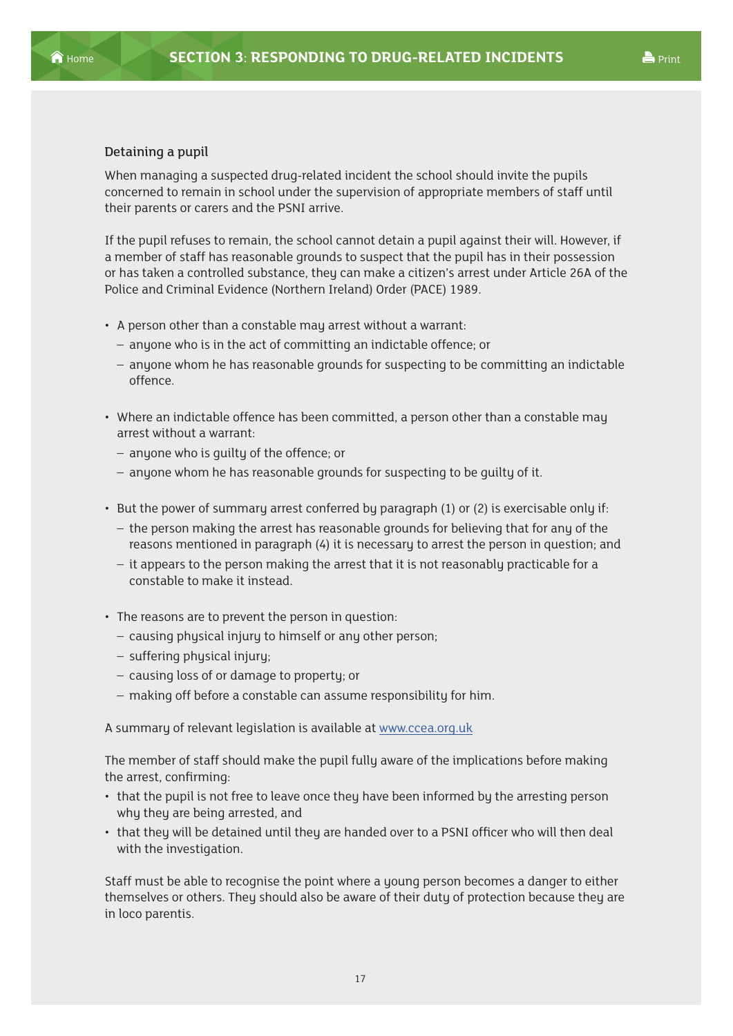### Detaining a pupil

When managing a suspected drug-related incident the school should invite the pupils concerned to remain in school under the supervision of appropriate members of staff until their parents or carers and the PSNI arrive.

If the pupil refuses to remain, the school cannot detain a pupil against their will. However, if a member of staff has reasonable grounds to suspect that the pupil has in their possession or has taken a controlled substance, they can make a citizen's arrest under Article 26A of the Police and Criminal Evidence (Northern Ireland) Order (PACE) 1989.

- A person other than a constable may arrest without a warrant:
  - anyone who is in the act of committing an indictable offence; or
  - anyone whom he has reasonable grounds for suspecting to be committing an indictable offence.
- Where an indictable offence has been committed, a person other than a constable may arrest without a warrant:
  - anyone who is guilty of the offence; or
  - anyone whom he has reasonable grounds for suspecting to be guilty of it.
- But the power of summary arrest conferred by paragraph (1) or (2) is exercisable only if:
  - the person making the arrest has reasonable grounds for believing that for any of the reasons mentioned in paragraph (4) it is necessary to arrest the person in question; and
  - it appears to the person making the arrest that it is not reasonably practicable for a constable to make it instead.
- The reasons are to prevent the person in question:
  - causing physical injury to himself or any other person;
  - suffering physical injury;
  - causing loss of or damage to property; or
  - making off before a constable can assume responsibility for him.

A summary of relevant legislation is available at [www.ccea.org.uk](www.ccea.org.uk)

The member of staff should make the pupil fully aware of the implications before making the arrest, confirming:

- that the pupil is not free to leave once they have been informed by the arresting person why they are being arrested, and
- that they will be detained until they are handed over to a PSNI officer who will then deal with the investigation.

Staff must be able to recognise the point where a young person becomes a danger to either themselves or others. They should also be aware of their duty of protection because they are in loco parentis.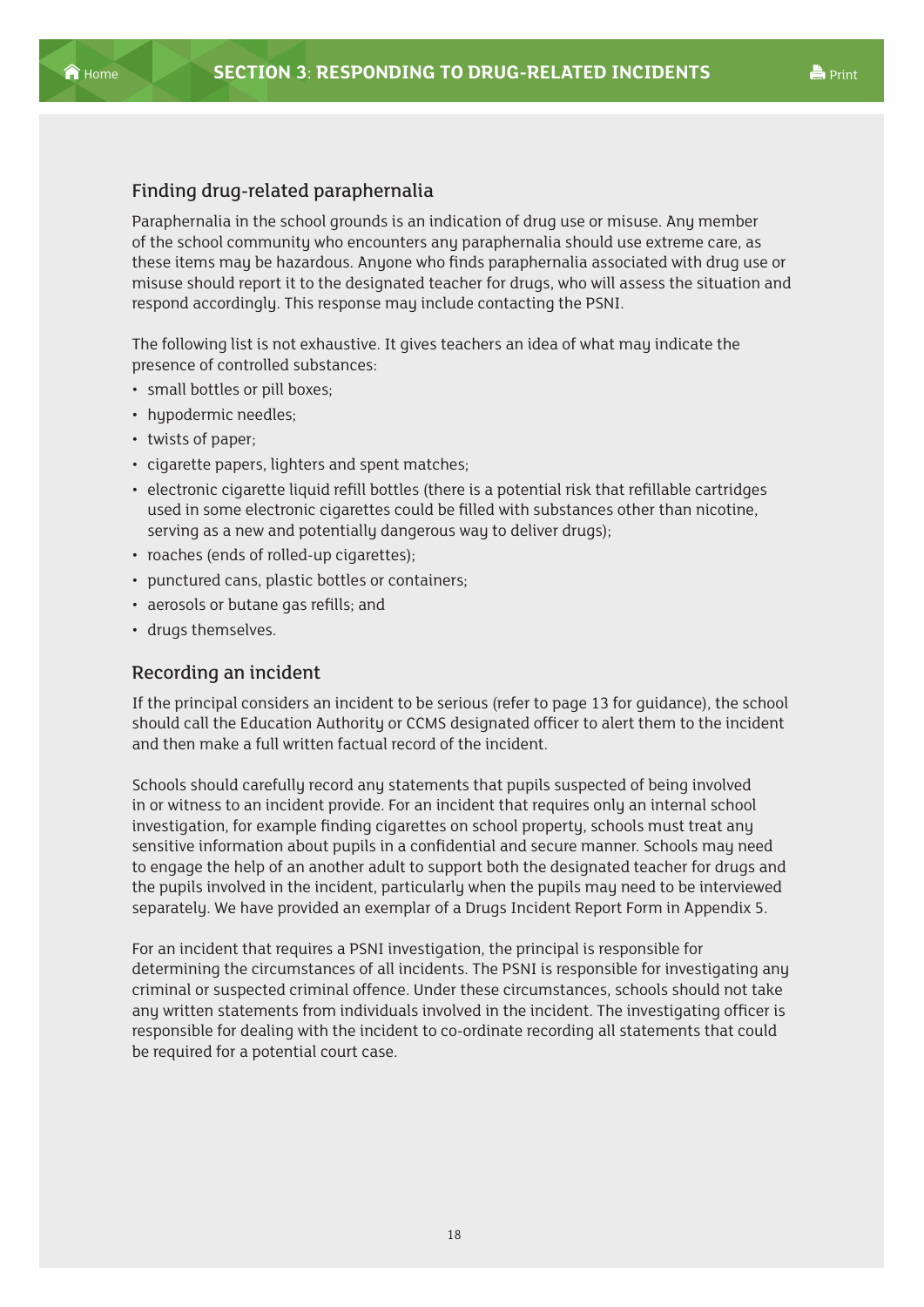## Finding drug-related paraphernalia

Paraphernalia in the school grounds is an indication of drug use or misuse. Any member of the school community who encounters any paraphernalia should use extreme care, as these items may be hazardous. Anyone who finds paraphernalia associated with drug use or misuse should report it to the designated teacher for drugs, who will assess the situation and respond accordingly. This response may include contacting the PSNI.

The following list is not exhaustive. It gives teachers an idea of what may indicate the presence of controlled substances:

- small bottles or pill boxes;
- hypodermic needles;
- twists of paper;
- cigarette papers, lighters and spent matches;
- electronic cigarette liquid refill bottles (there is a potential risk that refillable cartridges used in some electronic cigarettes could be filled with substances other than nicotine, serving as a new and potentially dangerous way to deliver drugs);
- roaches (ends of rolled-up cigarettes);
- punctured cans, plastic bottles or containers;
- aerosols or butane gas refills; and
- drugs themselves.

## Recording an incident

If the principal considers an incident to be serious (refer to page 13 for guidance), the school should call the Education Authority or CCMS designated officer to alert them to the incident and then make a full written factual record of the incident.

Schools should carefully record any statements that pupils suspected of being involved in or witness to an incident provide. For an incident that requires only an internal school investigation, for example finding cigarettes on school property, schools must treat any sensitive information about pupils in a confidential and secure manner. Schools may need to engage the help of an another adult to support both the designated teacher for drugs and the pupils involved in the incident, particularly when the pupils may need to be interviewed separately. We have provided an exemplar of a Drugs Incident Report Form in Appendix 5.

For an incident that requires a PSNI investigation, the principal is responsible for determining the circumstances of all incidents. The PSNI is responsible for investigating any criminal or suspected criminal offence. Under these circumstances, schools should not take any written statements from individuals involved in the incident. The investigating officer is responsible for dealing with the incident to co-ordinate recording all statements that could be required for a potential court case.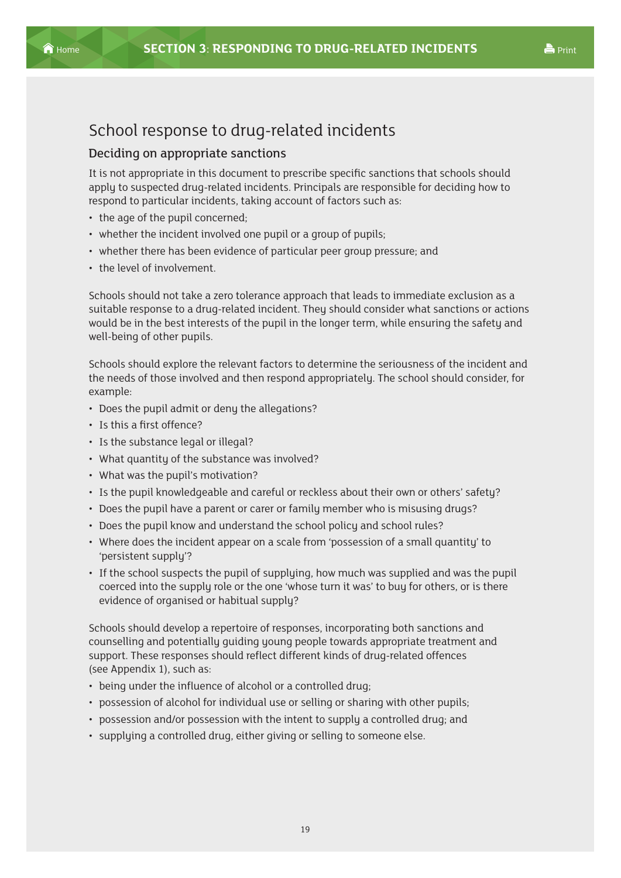# School response to drug-related incidents

## Deciding on appropriate sanctions

It is not appropriate in this document to prescribe specific sanctions that schools should apply to suspected drug-related incidents. Principals are responsible for deciding how to respond to particular incidents, taking account of factors such as:

- the age of the pupil concerned;
- whether the incident involved one pupil or a group of pupils;
- whether there has been evidence of particular peer group pressure; and
- the level of involvement.

Schools should not take a zero tolerance approach that leads to immediate exclusion as a suitable response to a drug-related incident. They should consider what sanctions or actions would be in the best interests of the pupil in the longer term, while ensuring the safety and well-being of other pupils.

Schools should explore the relevant factors to determine the seriousness of the incident and the needs of those involved and then respond appropriately. The school should consider, for example:

- Does the pupil admit or deny the allegations?
- Is this a first offence?
- Is the substance legal or illegal?
- What quantity of the substance was involved?
- What was the pupil's motivation?
- Is the pupil knowledgeable and careful or reckless about their own or others' safety?
- Does the pupil have a parent or carer or family member who is misusing drugs?
- Does the pupil know and understand the school policy and school rules?
- Where does the incident appear on a scale from 'possession of a small quantity' to 'persistent supply'?
- If the school suspects the pupil of supplying, how much was supplied and was the pupil coerced into the supply role or the one 'whose turn it was' to buy for others, or is there evidence of organised or habitual supply?

Schools should develop a repertoire of responses, incorporating both sanctions and counselling and potentially guiding young people towards appropriate treatment and support. These responses should reflect different kinds of drug-related offences (see Appendix 1), such as:

- being under the influence of alcohol or a controlled drug;
- possession of alcohol for individual use or selling or sharing with other pupils;
- possession and/or possession with the intent to supply a controlled drug; and
- supplying a controlled drug, either giving or selling to someone else.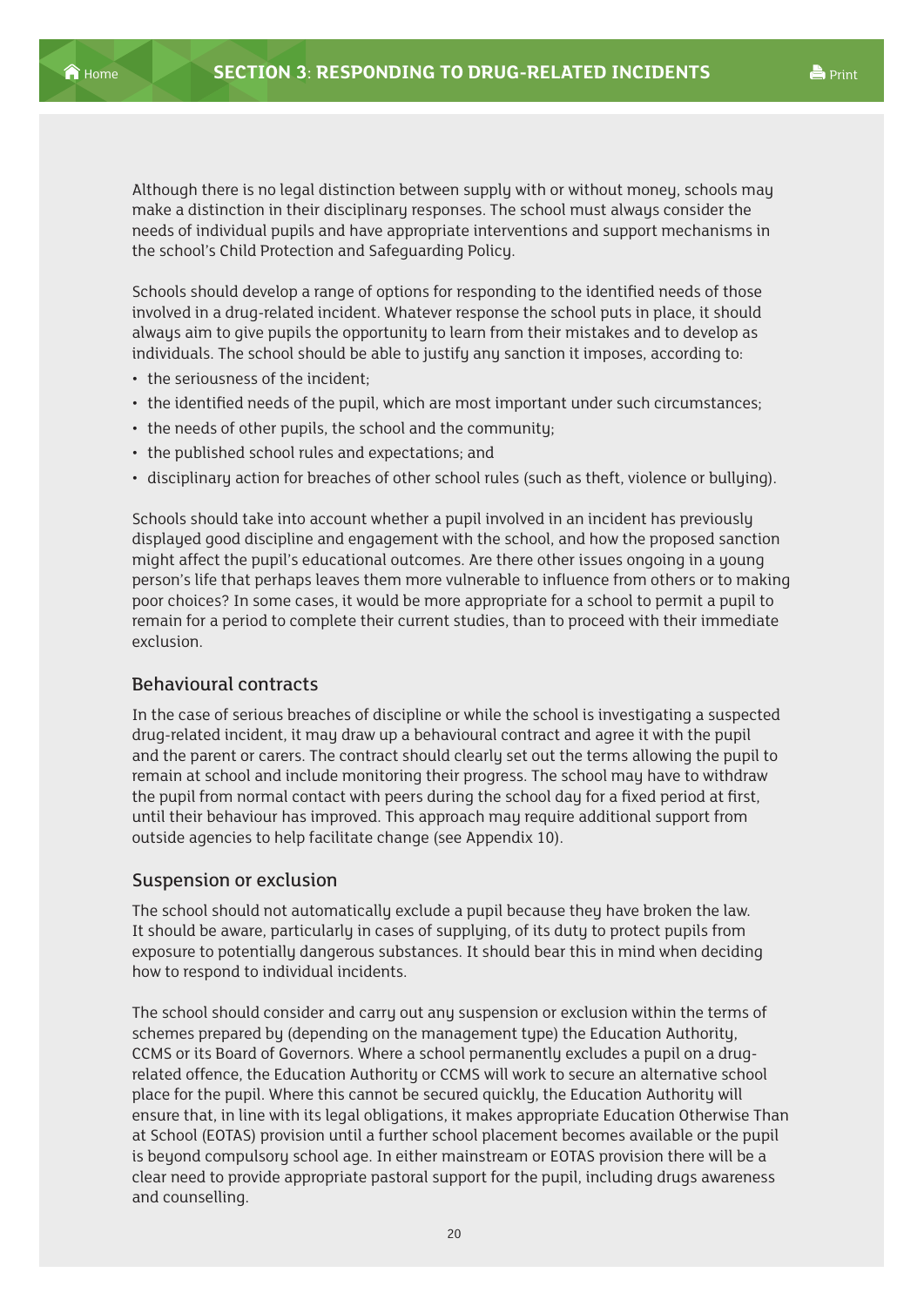Although there is no legal distinction between supply with or without money, schools may make a distinction in their disciplinary responses. The school must always consider the needs of individual pupils and have appropriate interventions and support mechanisms in the school's Child Protection and Safeguarding Policy.

Schools should develop a range of options for responding to the identified needs of those involved in a drug-related incident. Whatever response the school puts in place, it should always aim to give pupils the opportunity to learn from their mistakes and to develop as individuals. The school should be able to justify any sanction it imposes, according to:

- the seriousness of the incident;
- the identified needs of the pupil, which are most important under such circumstances;
- the needs of other pupils, the school and the community;
- the published school rules and expectations; and
- disciplinary action for breaches of other school rules (such as theft, violence or bullying).

Schools should take into account whether a pupil involved in an incident has previously displayed good discipline and engagement with the school, and how the proposed sanction might affect the pupil's educational outcomes. Are there other issues ongoing in a young person's life that perhaps leaves them more vulnerable to influence from others or to making poor choices? In some cases, it would be more appropriate for a school to permit a pupil to remain for a period to complete their current studies, than to proceed with their immediate exclusion.

### Behavioural contracts

In the case of serious breaches of discipline or while the school is investigating a suspected drug-related incident, it may draw up a behavioural contract and agree it with the pupil and the parent or carers. The contract should clearly set out the terms allowing the pupil to remain at school and include monitoring their progress. The school may have to withdraw the pupil from normal contact with peers during the school day for a fixed period at first, until their behaviour has improved. This approach may require additional support from outside agencies to help facilitate change (see Appendix 10).

### Suspension or exclusion

The school should not automatically exclude a pupil because they have broken the law. It should be aware, particularly in cases of supplying, of its duty to protect pupils from exposure to potentially dangerous substances. It should bear this in mind when deciding how to respond to individual incidents.

The school should consider and carry out any suspension or exclusion within the terms of schemes prepared by (depending on the management type) the Education Authority, CCMS or its Board of Governors. Where a school permanently excludes a pupil on a drug-related offence, the Education Authority or CCMS will work to secure an alternative school place for the pupil. Where this cannot be secured quickly, the Education Authority will ensure that, in line with its legal obligations, it makes appropriate Education Otherwise Than at School (EOTAS) provision until a further school placement becomes available or the pupil is beyond compulsory school age. In either mainstream or EOTAS provision there will be a clear need to provide appropriate pastoral support for the pupil, including drugs awareness and counselling.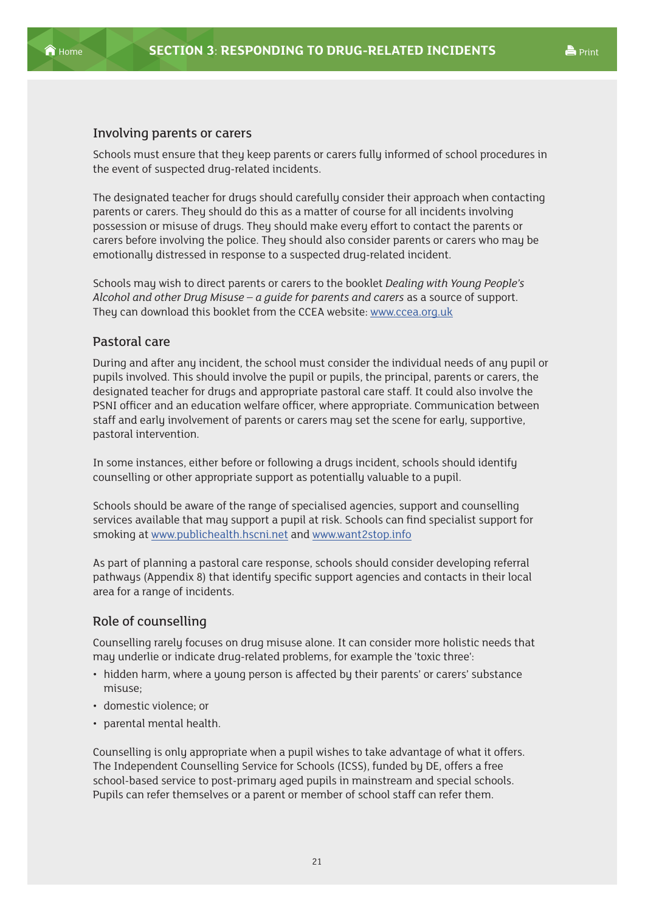## Involving parents or carers

Schools must ensure that they keep parents or carers fully informed of school procedures in the event of suspected drug-related incidents.

The designated teacher for drugs should carefully consider their approach when contacting parents or carers. They should do this as a matter of course for all incidents involving possession or misuse of drugs. They should make every effort to contact the parents or carers before involving the police. They should also consider parents or carers who may be emotionally distressed in response to a suspected drug-related incident.

Schools may wish to direct parents or carers to the booklet *Dealing with Young People's Alcohol and other Drug Misuse – a guide for parents and carers* as a source of support. They can download this booklet from the CCEA website: www.ccea.org.uk

## Pastoral care

During and after any incident, the school must consider the individual needs of any pupil or pupils involved. This should involve the pupil or pupils, the principal, parents or carers, the designated teacher for drugs and appropriate pastoral care staff. It could also involve the PSNI officer and an education welfare officer, where appropriate. Communication between staff and early involvement of parents or carers may set the scene for early, supportive, pastoral intervention.

In some instances, either before or following a drugs incident, schools should identify counselling or other appropriate support as potentially valuable to a pupil.

Schools should be aware of the range of specialised agencies, support and counselling services available that may support a pupil at risk. Schools can find specialist support for smoking at www.publichealth.hscni.net and www.want2stop.info

As part of planning a pastoral care response, schools should consider developing referral pathways (Appendix 8) that identify specific support agencies and contacts in their local area for a range of incidents.

## Role of counselling

Counselling rarely focuses on drug misuse alone. It can consider more holistic needs that may underlie or indicate drug-related problems, for example the 'toxic three':

- hidden harm, where a young person is affected by their parents' or carers' substance misuse;
- domestic violence; or
- parental mental health.

Counselling is only appropriate when a pupil wishes to take advantage of what it offers. The Independent Counselling Service for Schools (ICSS), funded by DE, offers a free school-based service to post-primary aged pupils in mainstream and special schools. Pupils can refer themselves or a parent or member of school staff can refer them.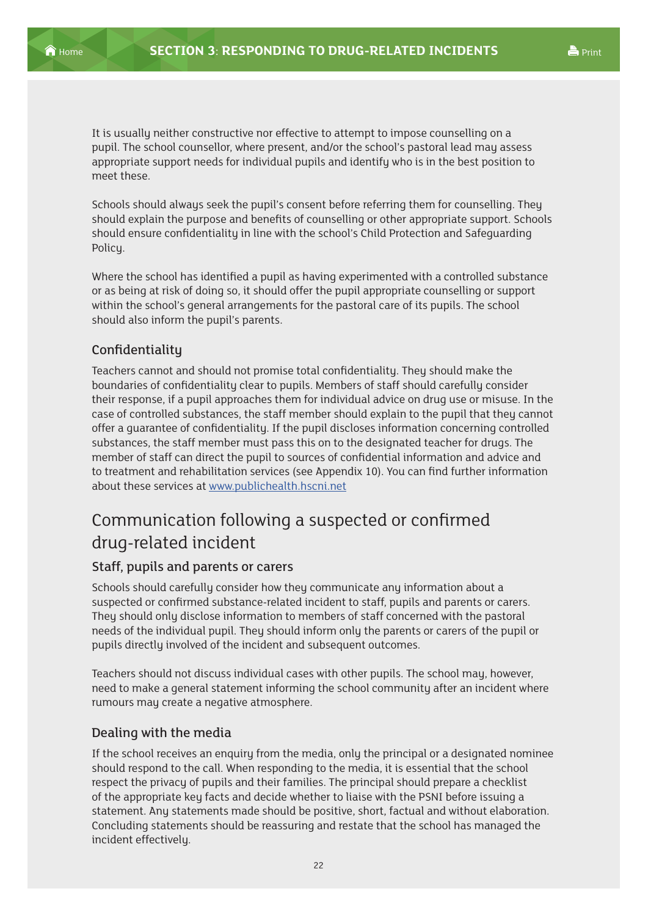It is usually neither constructive nor effective to attempt to impose counselling on a pupil. The school counsellor, where present, and/or the school's pastoral lead may assess appropriate support needs for individual pupils and identify who is in the best position to meet these.

Schools should always seek the pupil's consent before referring them for counselling. They should explain the purpose and benefits of counselling or other appropriate support. Schools should ensure confidentiality in line with the school's Child Protection and Safeguarding Policy.

Where the school has identified a pupil as having experimented with a controlled substance or as being at risk of doing so, it should offer the pupil appropriate counselling or support within the school's general arrangements for the pastoral care of its pupils. The school should also inform the pupil's parents.

### Confidentiality

Teachers cannot and should not promise total confidentiality. They should make the boundaries of confidentiality clear to pupils. Members of staff should carefully consider their response, if a pupil approaches them for individual advice on drug use or misuse. In the case of controlled substances, the staff member should explain to the pupil that they cannot offer a guarantee of confidentiality. If the pupil discloses information concerning controlled substances, the staff member must pass this on to the designated teacher for drugs. The member of staff can direct the pupil to sources of confidential information and advice and to treatment and rehabilitation services (see Appendix 10). You can find further information about these services at www.publichealth.hscni.net

## Communication following a suspected or confirmed drug-related incident

### Staff, pupils and parents or carers

Schools should carefully consider how they communicate any information about a suspected or confirmed substance-related incident to staff, pupils and parents or carers. They should only disclose information to members of staff concerned with the pastoral needs of the individual pupil. They should inform only the parents or carers of the pupil or pupils directly involved of the incident and subsequent outcomes.

Teachers should not discuss individual cases with other pupils. The school may, however, need to make a general statement informing the school community after an incident where rumours may create a negative atmosphere.

### Dealing with the media

If the school receives an enquiry from the media, only the principal or a designated nominee should respond to the call. When responding to the media, it is essential that the school respect the privacy of pupils and their families. The principal should prepare a checklist of the appropriate key facts and decide whether to liaise with the PSNI before issuing a statement. Any statements made should be positive, short, factual and without elaboration. Concluding statements should be reassuring and restate that the school has managed the incident effectively.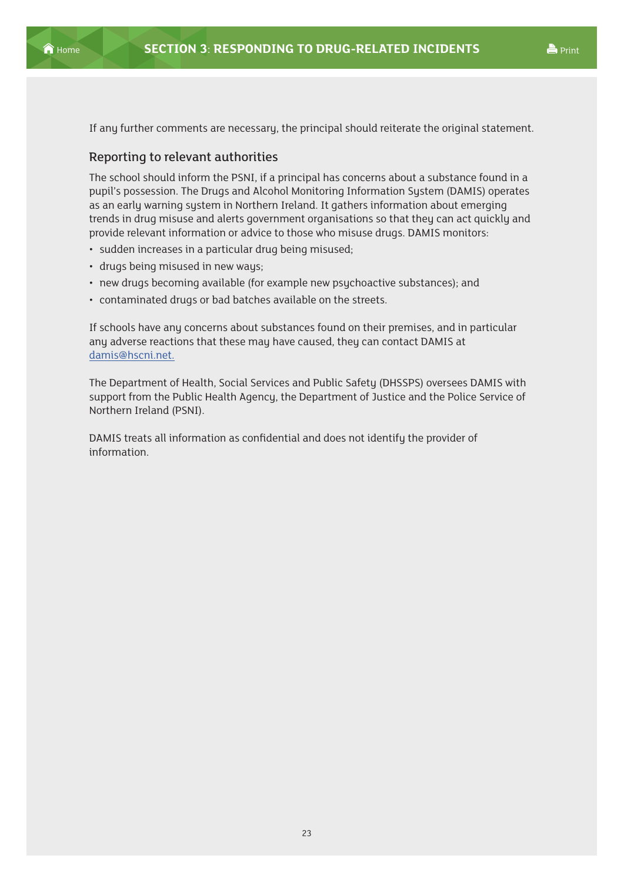If any further comments are necessary, the principal should reiterate the original statement.

### Reporting to relevant authorities

The school should inform the PSNI, if a principal has concerns about a substance found in a pupil's possession. The Drugs and Alcohol Monitoring Information System (DAMIS) operates as an early warning system in Northern Ireland. It gathers information about emerging trends in drug misuse and alerts government organisations so that they can act quickly and provide relevant information or advice to those who misuse drugs. DAMIS monitors:

- sudden increases in a particular drug being misused;
- drugs being misused in new ways;
- new drugs becoming available (for example new psychoactive substances); and
- contaminated drugs or bad batches available on the streets.

If schools have any concerns about substances found on their premises, and in particular any adverse reactions that these may have caused, they can contact DAMIS at damis@hscni.net.

The Department of Health, Social Services and Public Safety (DHSSPS) oversees DAMIS with support from the Public Health Agency, the Department of Justice and the Police Service of Northern Ireland (PSNI).

DAMIS treats all information as confidential and does not identify the provider of information.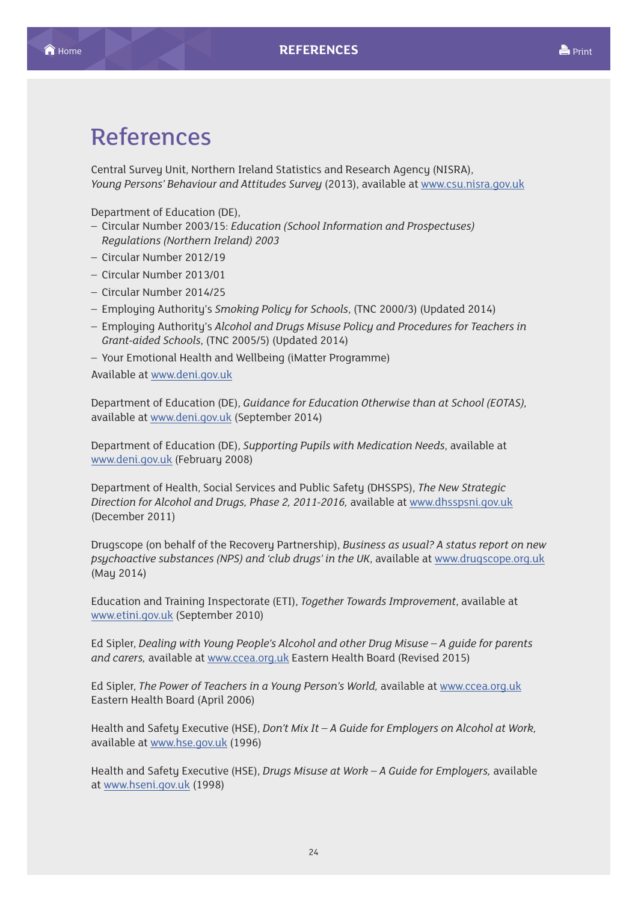# References

Central Survey Unit, Northern Ireland Statistics and Research Agency (NISRA), *Young Persons' Behaviour and Attitudes Survey* (2013), available at www.csu.nisra.gov.uk

Department of Education (DE),
- Circular Number 2003/15: *Education (School Information and Prospectuses) Regulations (Northern Ireland) 2003*
- Circular Number 2012/19
- Circular Number 2013/01
- Circular Number 2014/25
- Employing Authority's *Smoking Policy for Schools*, (TNC 2000/3) (Updated 2014)
- Employing Authority's *Alcohol and Drugs Misuse Policy and Procedures for Teachers in Grant-aided Schools*, (TNC 2005/5) (Updated 2014)
- Your Emotional Health and Wellbeing (iMatter Programme)

Available at www.deni.gov.uk

Department of Education (DE), *Guidance for Education Otherwise than at School (EOTAS),* available at www.deni.gov.uk (September 2014)

Department of Education (DE), *Supporting Pupils with Medication Needs*, available at www.deni.gov.uk (February 2008)

Department of Health, Social Services and Public Safety (DHSSPS), *The New Strategic Direction for Alcohol and Drugs, Phase 2, 2011-2016,* available at www.dhsspsni.gov.uk (December 2011)

Drugscope (on behalf of the Recovery Partnership), *Business as usual? A status report on new psychoactive substances (NPS) and 'club drugs' in the UK*, available at www.drugscope.org.uk (May 2014)

Education and Training Inspectorate (ETI), *Together Towards Improvement*, available at www.etini.gov.uk (September 2010)

Ed Sipler, *Dealing with Young People's Alcohol and other Drug Misuse – A guide for parents and carers,* available at www.ccea.org.uk Eastern Health Board (Revised 2015)

Ed Sipler, *The Power of Teachers in a Young Person's World,* available at www.ccea.org.uk Eastern Health Board (April 2006)

Health and Safety Executive (HSE), *Don't Mix It – A Guide for Employers on Alcohol at Work,* available at www.hse.gov.uk (1996)

Health and Safety Executive (HSE), *Drugs Misuse at Work – A Guide for Employers,* available at www.hseni.gov.uk (1998)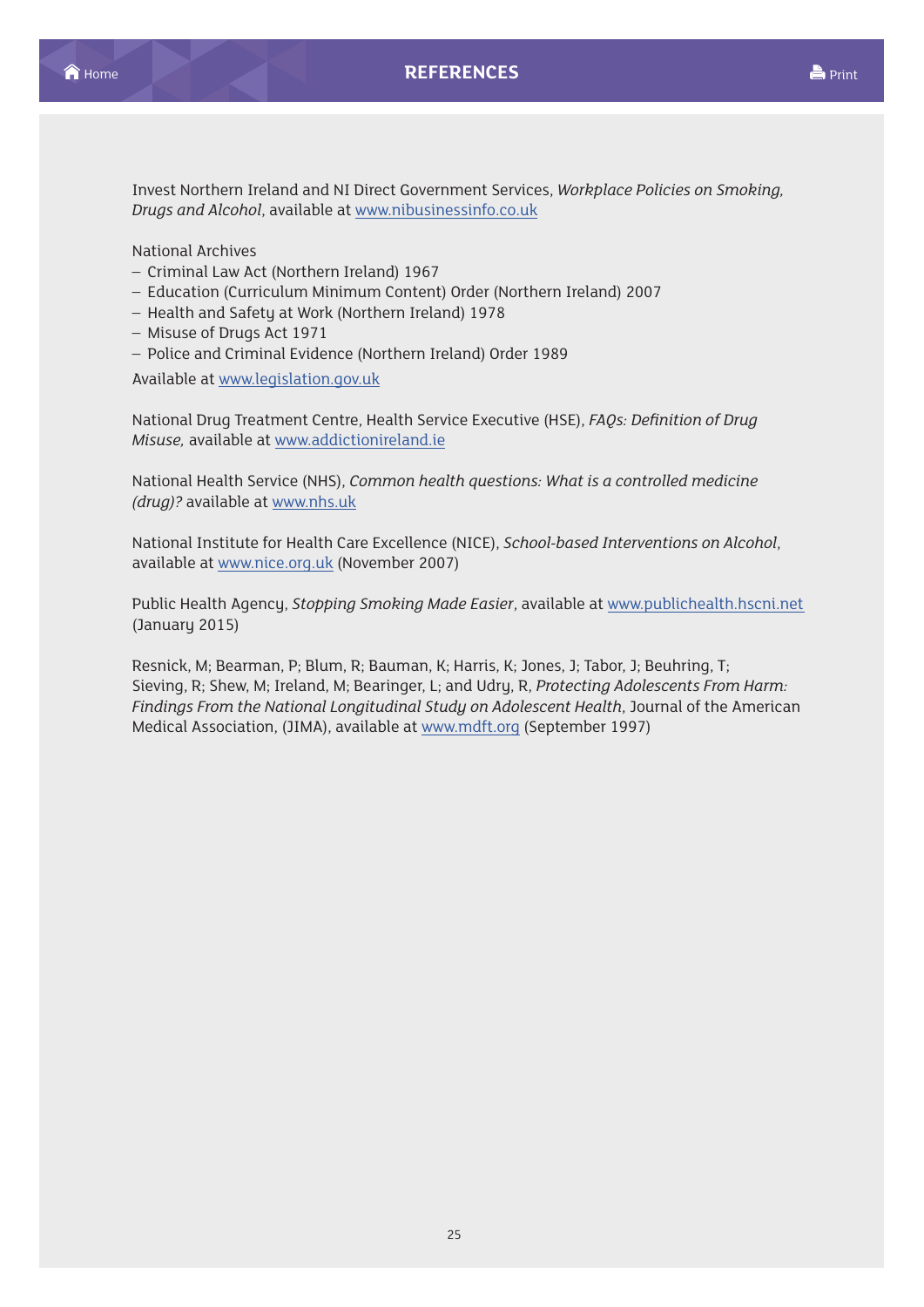Invest Northern Ireland and NI Direct Government Services, *Workplace Policies on Smoking, Drugs and Alcohol*, available at www.nibusinessinfo.co.uk

National Archives

- Criminal Law Act (Northern Ireland) 1967
- Education (Curriculum Minimum Content) Order (Northern Ireland) 2007
- Health and Safety at Work (Northern Ireland) 1978
- Misuse of Drugs Act 1971
- Police and Criminal Evidence (Northern Ireland) Order 1989

Available at www.legislation.gov.uk

National Drug Treatment Centre, Health Service Executive (HSE), *FAQs: Definition of Drug Misuse,* available at www.addictionireland.ie

National Health Service (NHS), *Common health questions: What is a controlled medicine (drug)?* available at www.nhs.uk

National Institute for Health Care Excellence (NICE), *School-based Interventions on Alcohol*, available at www.nice.org.uk (November 2007)

Public Health Agency, *Stopping Smoking Made Easier*, available at www.publichealth.hscni.net (January 2015)

Resnick, M; Bearman, P; Blum, R; Bauman, K; Harris, K; Jones, J; Tabor, J; Beuhring, T; Sieving, R; Shew, M; Ireland, M; Bearinger, L; and Udry, R, *Protecting Adolescents From Harm: Findings From the National Longitudinal Study on Adolescent Health*, Journal of the American Medical Association, (JIMA), available at www.mdft.org (September 1997)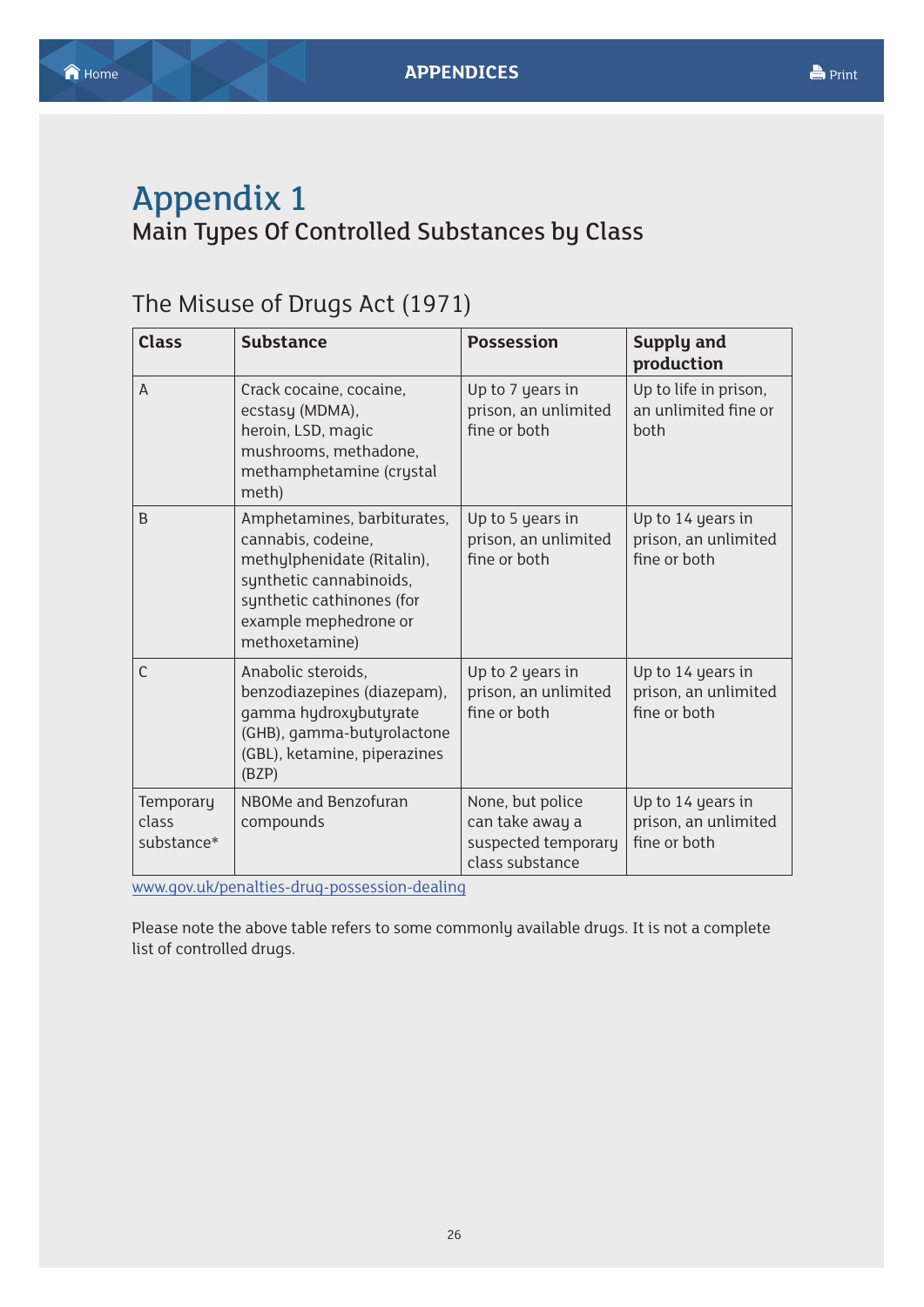# Appendix 1

## Main Types Of Controlled Substances by Class

### The Misuse of Drugs Act (1971)

| Class | Substance | Possession | Supply and production |
|---|---|---|---|
| A | Crack cocaine, cocaine, ecstasy (MDMA), heroin, LSD, magic mushrooms, methadone, methamphetamine (crystal meth) | Up to 7 years in prison, an unlimited fine or both | Up to life in prison, an unlimited fine or both |
| B | Amphetamines, barbiturates, cannabis, codeine, methylphenidate (Ritalin), synthetic cannabinoids, synthetic cathinones (for example mephedrone or methoxetamine) | Up to 5 years in prison, an unlimited fine or both | Up to 14 years in prison, an unlimited fine or both |
| C | Anabolic steroids, benzodiazepines (diazepam), gamma hydroxybutyrate (GHB), gamma-butyrolactone (GBL), ketamine, piperazines (BZP) | Up to 2 years in prison, an unlimited fine or both | Up to 14 years in prison, an unlimited fine or both |
| Temporary class substance* | NBOMe and Benzofuran compounds | None, but police can take away a suspected temporary class substance | Up to 14 years in prison, an unlimited fine or both |

www.gov.uk/penalties-drug-possession-dealing

Please note the above table refers to some commonly available drugs. It is not a complete list of controlled drugs.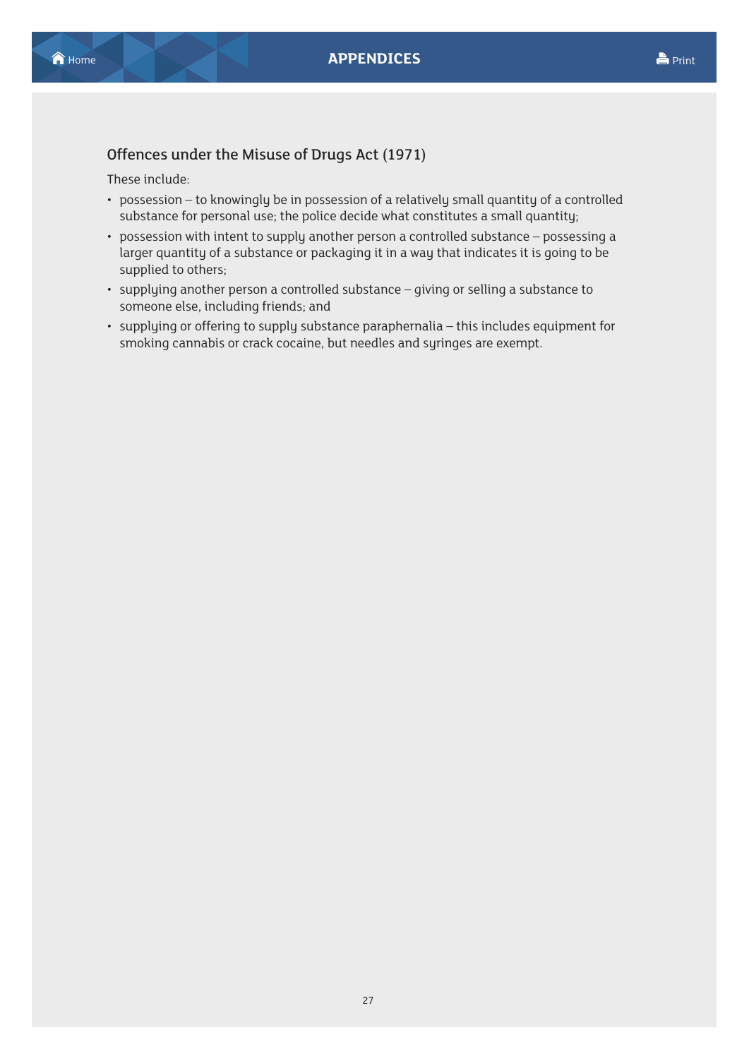### Offences under the Misuse of Drugs Act (1971)

These include:

- possession – to knowingly be in possession of a relatively small quantity of a controlled substance for personal use; the police decide what constitutes a small quantity;
- possession with intent to supply another person a controlled substance – possessing a larger quantity of a substance or packaging it in a way that indicates it is going to be supplied to others;
- supplying another person a controlled substance – giving or selling a substance to someone else, including friends; and
- supplying or offering to supply substance paraphernalia – this includes equipment for smoking cannabis or crack cocaine, but needles and syringes are exempt.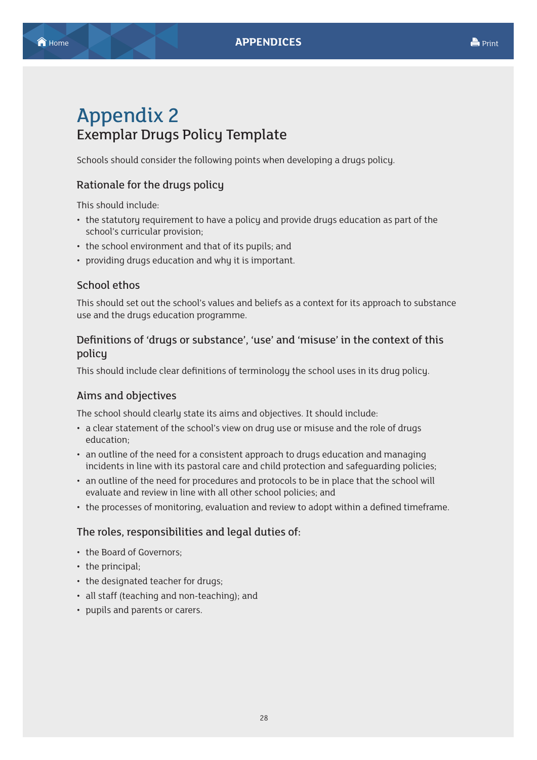# Appendix 2

## Exemplar Drugs Policy Template

Schools should consider the following points when developing a drugs policy.

### Rationale for the drugs policy

This should include:

- the statutory requirement to have a policy and provide drugs education as part of the school's curricular provision;
- the school environment and that of its pupils; and
- providing drugs education and why it is important.

### School ethos

This should set out the school's values and beliefs as a context for its approach to substance use and the drugs education programme.

### Definitions of 'drugs or substance', 'use' and 'misuse' in the context of this policy

This should include clear definitions of terminology the school uses in its drug policy.

### Aims and objectives

The school should clearly state its aims and objectives. It should include:

- a clear statement of the school's view on drug use or misuse and the role of drugs education;
- an outline of the need for a consistent approach to drugs education and managing incidents in line with its pastoral care and child protection and safeguarding policies;
- an outline of the need for procedures and protocols to be in place that the school will evaluate and review in line with all other school policies; and
- the processes of monitoring, evaluation and review to adopt within a defined timeframe.

### The roles, responsibilities and legal duties of:

- the Board of Governors;
- the principal;
- the designated teacher for drugs;
- all staff (teaching and non-teaching); and
- pupils and parents or carers.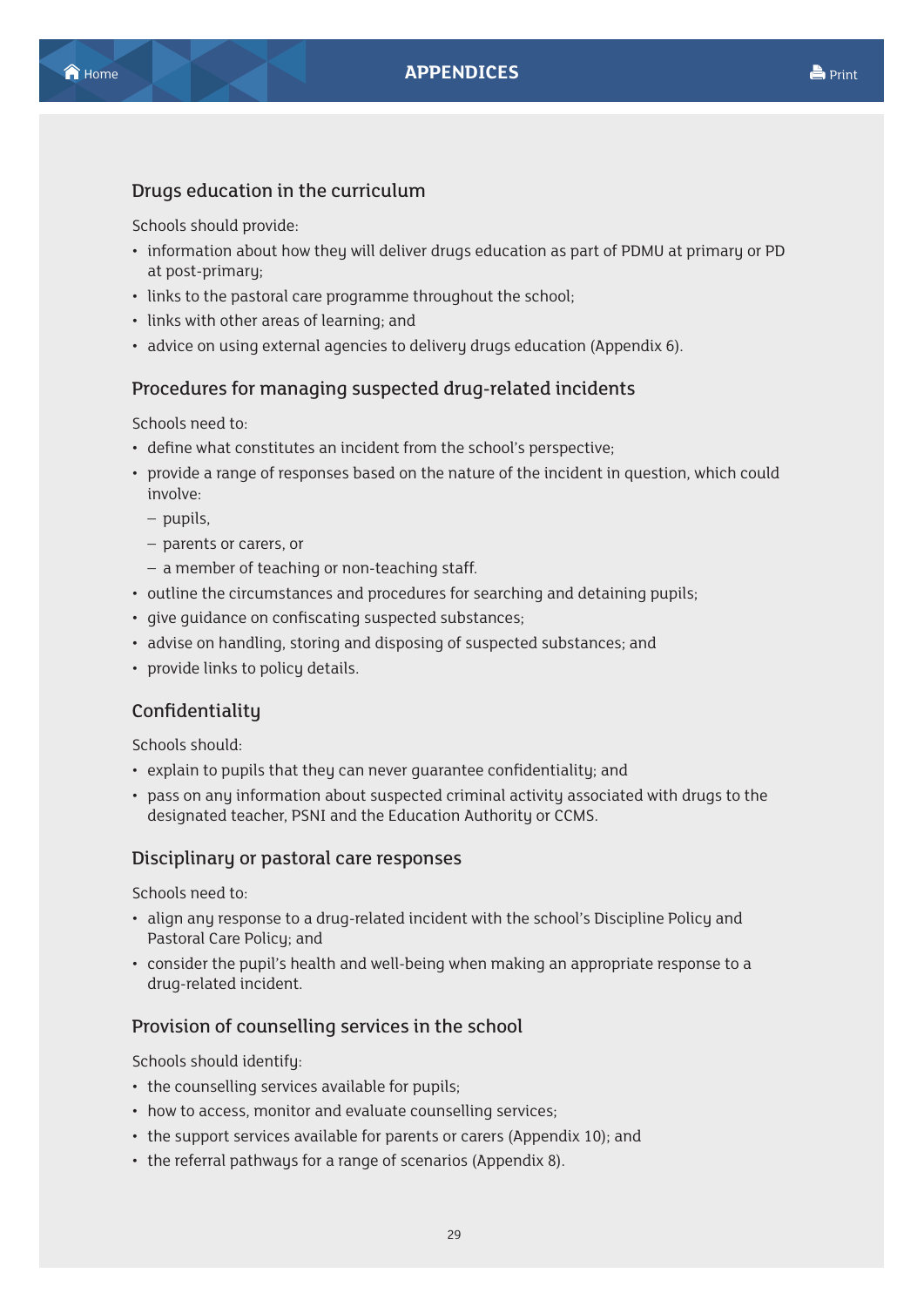## Drugs education in the curriculum

Schools should provide:

- information about how they will deliver drugs education as part of PDMU at primary or PD at post-primary;
- links to the pastoral care programme throughout the school;
- links with other areas of learning; and
- advice on using external agencies to delivery drugs education (Appendix 6).

## Procedures for managing suspected drug-related incidents

Schools need to:

- define what constitutes an incident from the school's perspective;
- provide a range of responses based on the nature of the incident in question, which could involve:
  - pupils,
  - parents or carers, or
  - a member of teaching or non-teaching staff.
- outline the circumstances and procedures for searching and detaining pupils;
- give guidance on confiscating suspected substances;
- advise on handling, storing and disposing of suspected substances; and
- provide links to policy details.

## Confidentiality

Schools should:

- explain to pupils that they can never guarantee confidentiality; and
- pass on any information about suspected criminal activity associated with drugs to the designated teacher, PSNI and the Education Authority or CCMS.

## Disciplinary or pastoral care responses

Schools need to:

- align any response to a drug-related incident with the school's Discipline Policy and Pastoral Care Policy; and
- consider the pupil's health and well-being when making an appropriate response to a drug-related incident.

## Provision of counselling services in the school

Schools should identify:

- the counselling services available for pupils;
- how to access, monitor and evaluate counselling services;
- the support services available for parents or carers (Appendix 10); and
- the referral pathways for a range of scenarios (Appendix 8).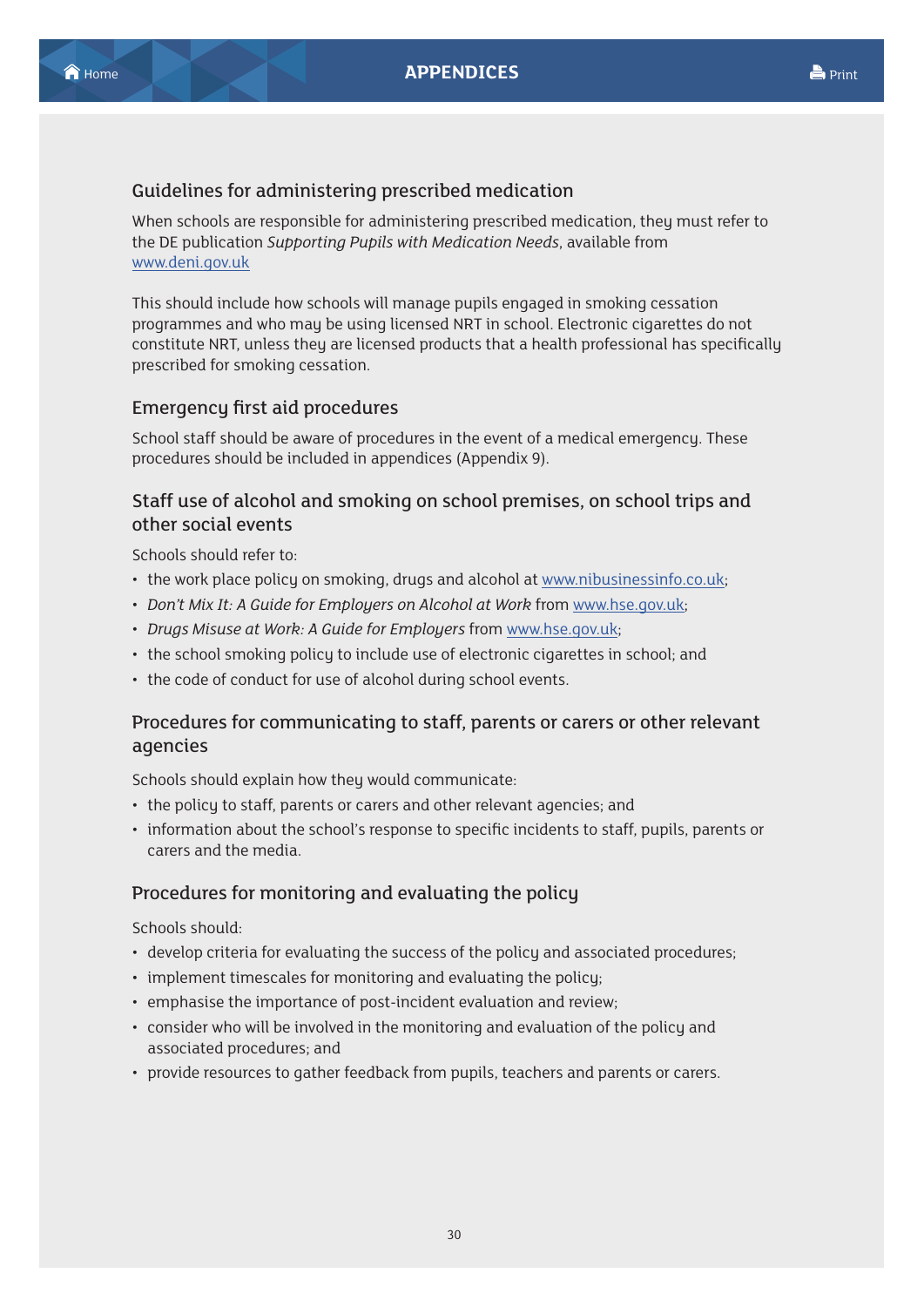### Guidelines for administering prescribed medication

When schools are responsible for administering prescribed medication, they must refer to the DE publication *Supporting Pupils with Medication Needs*, available from [www.deni.gov.uk](www.deni.gov.uk)

This should include how schools will manage pupils engaged in smoking cessation programmes and who may be using licensed NRT in school. Electronic cigarettes do not constitute NRT, unless they are licensed products that a health professional has specifically prescribed for smoking cessation.

### Emergency first aid procedures

School staff should be aware of procedures in the event of a medical emergency. These procedures should be included in appendices (Appendix 9).

### Staff use of alcohol and smoking on school premises, on school trips and other social events

Schools should refer to:

- the work place policy on smoking, drugs and alcohol at [www.nibusinessinfo.co.uk](www.nibusinessinfo.co.uk);
- *Don't Mix It: A Guide for Employers on Alcohol at Work* from [www.hse.gov.uk](www.hse.gov.uk);
- *Drugs Misuse at Work: A Guide for Employers* from [www.hse.gov.uk](www.hse.gov.uk);
- the school smoking policy to include use of electronic cigarettes in school; and
- the code of conduct for use of alcohol during school events.

### Procedures for communicating to staff, parents or carers or other relevant agencies

Schools should explain how they would communicate:

- the policy to staff, parents or carers and other relevant agencies; and
- information about the school's response to specific incidents to staff, pupils, parents or carers and the media.

### Procedures for monitoring and evaluating the policy

Schools should:

- develop criteria for evaluating the success of the policy and associated procedures;
- implement timescales for monitoring and evaluating the policy;
- emphasise the importance of post-incident evaluation and review;
- consider who will be involved in the monitoring and evaluation of the policy and associated procedures; and
- provide resources to gather feedback from pupils, teachers and parents or carers.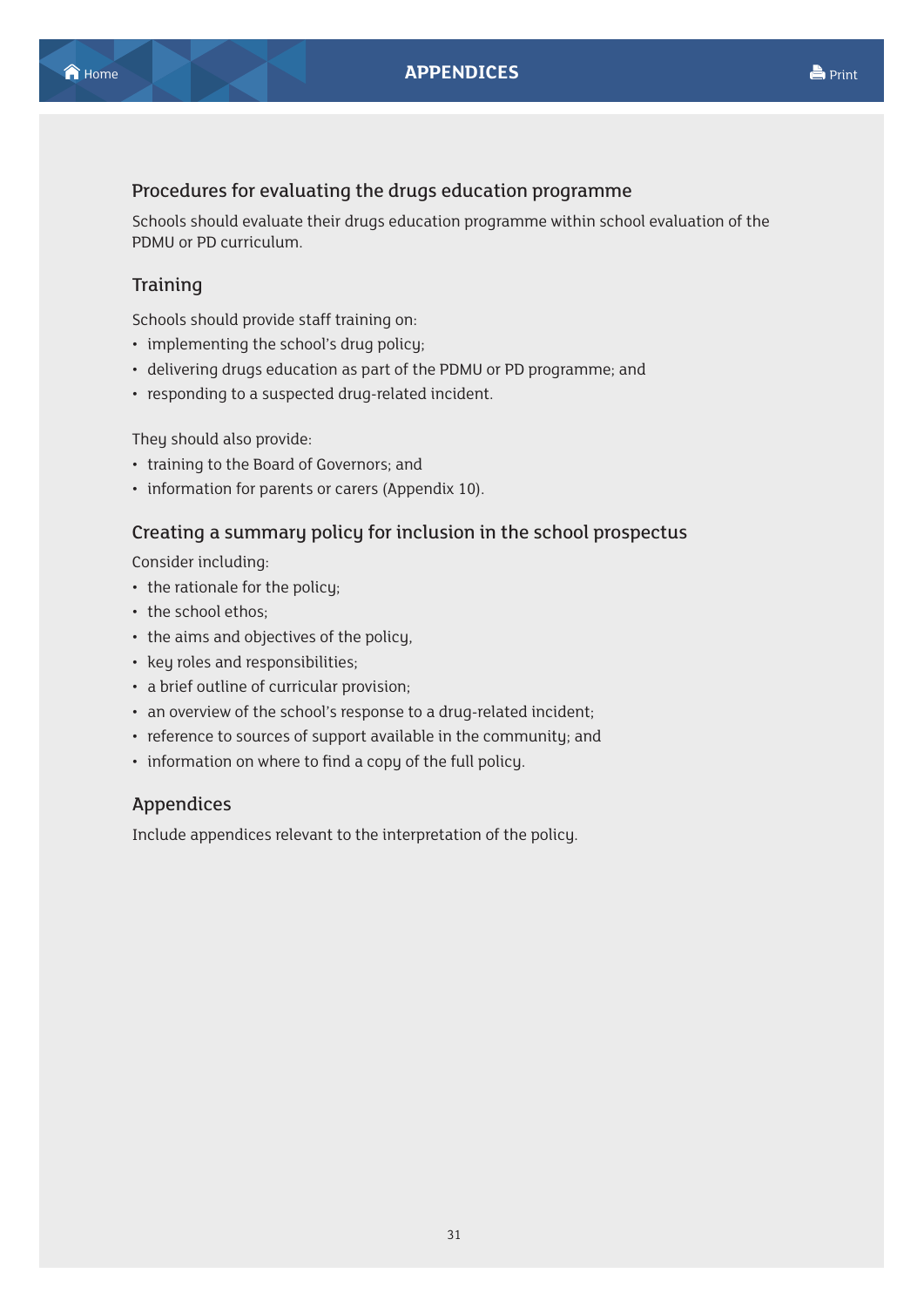## Procedures for evaluating the drugs education programme

Schools should evaluate their drugs education programme within school evaluation of the PDMU or PD curriculum.

## Training

Schools should provide staff training on:

- implementing the school's drug policy;
- delivering drugs education as part of the PDMU or PD programme; and
- responding to a suspected drug-related incident.

They should also provide:

- training to the Board of Governors; and
- information for parents or carers (Appendix 10).

## Creating a summary policy for inclusion in the school prospectus

Consider including:

- the rationale for the policy;
- the school ethos;
- the aims and objectives of the policy,
- key roles and responsibilities;
- a brief outline of curricular provision;
- an overview of the school's response to a drug-related incident;
- reference to sources of support available in the community; and
- information on where to find a copy of the full policy.

## Appendices

Include appendices relevant to the interpretation of the policy.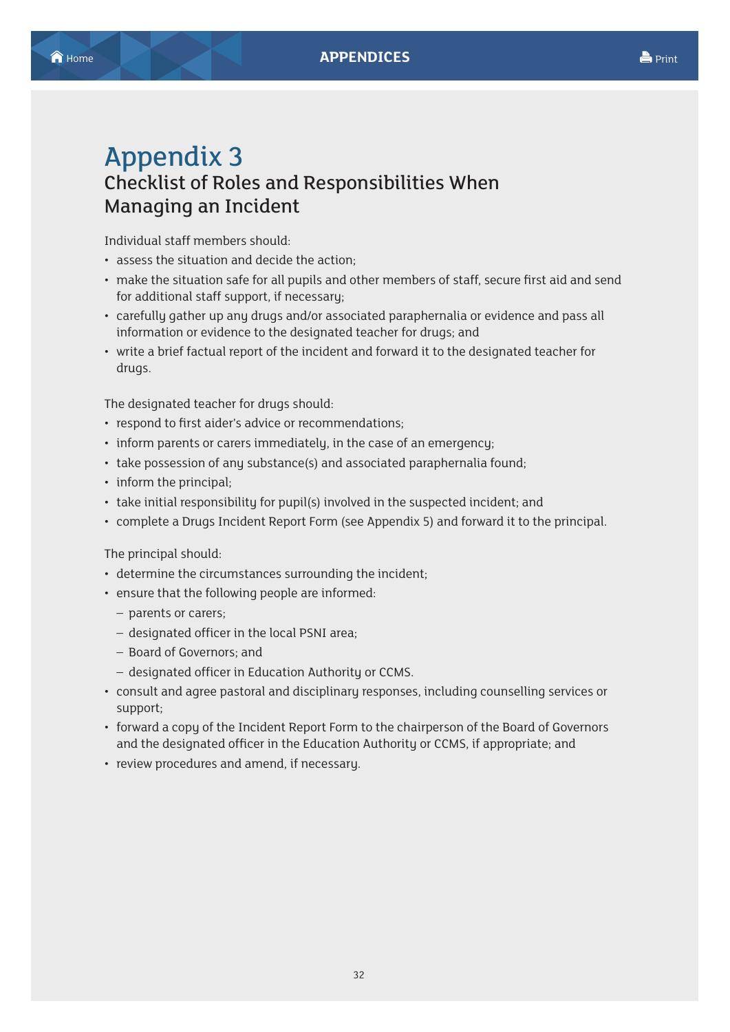# Appendix 3

## Checklist of Roles and Responsibilities When Managing an Incident

Individual staff members should:

- assess the situation and decide the action;
- make the situation safe for all pupils and other members of staff, secure first aid and send for additional staff support, if necessary;
- carefully gather up any drugs and/or associated paraphernalia or evidence and pass all information or evidence to the designated teacher for drugs; and
- write a brief factual report of the incident and forward it to the designated teacher for drugs.

The designated teacher for drugs should:

- respond to first aider's advice or recommendations;
- inform parents or carers immediately, in the case of an emergency;
- take possession of any substance(s) and associated paraphernalia found;
- inform the principal;
- take initial responsibility for pupil(s) involved in the suspected incident; and
- complete a Drugs Incident Report Form (see Appendix 5) and forward it to the principal.

The principal should:

- determine the circumstances surrounding the incident;
- ensure that the following people are informed:
  - parents or carers;
  - designated officer in the local PSNI area;
  - Board of Governors; and
  - designated officer in Education Authority or CCMS.
- consult and agree pastoral and disciplinary responses, including counselling services or support;
- forward a copy of the Incident Report Form to the chairperson of the Board of Governors and the designated officer in the Education Authority or CCMS, if appropriate; and
- review procedures and amend, if necessary.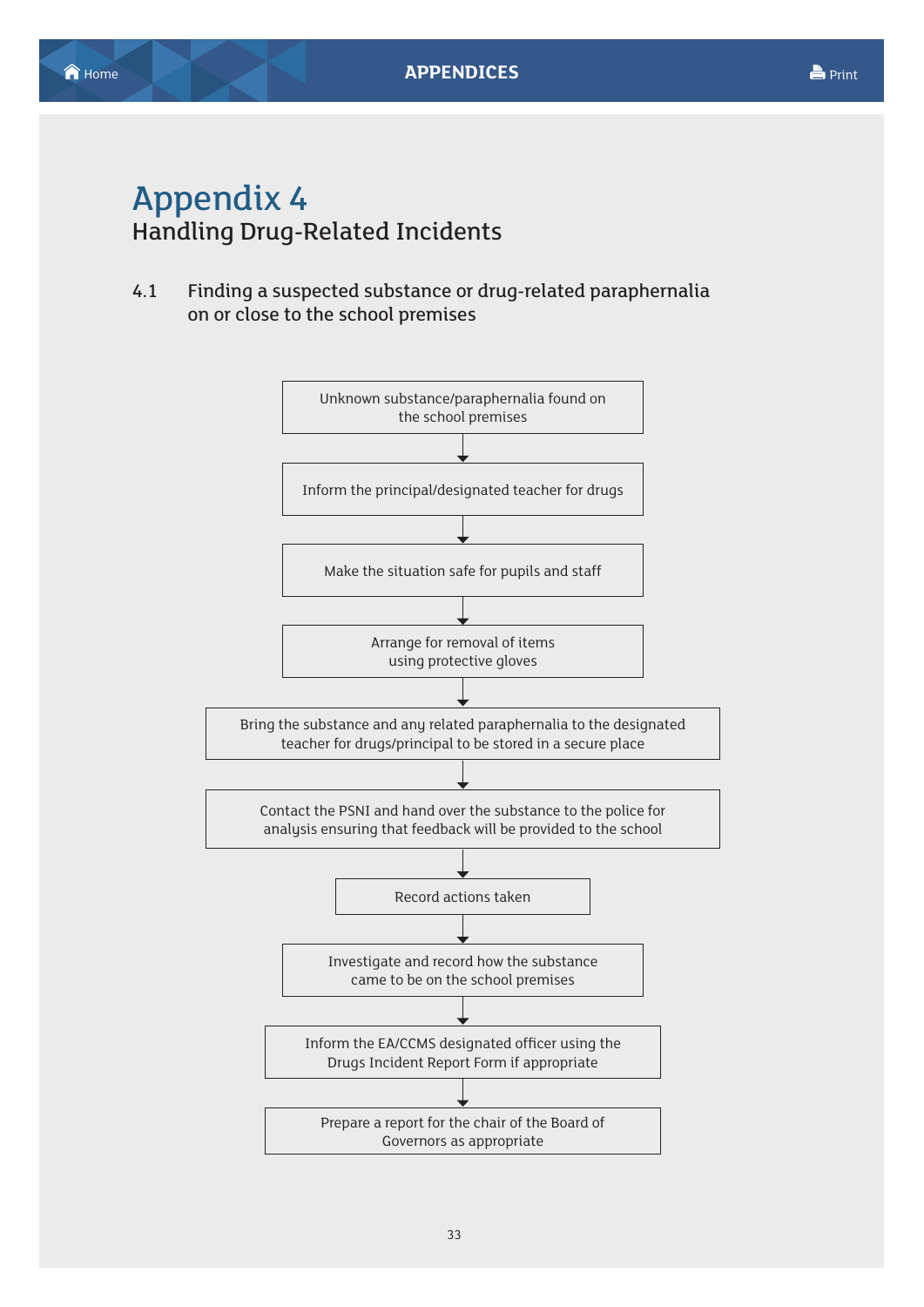# Appendix 4

## Handling Drug-Related Incidents

### 4.1 Finding a suspected substance or drug-related paraphernalia on or close to the school premises

Unknown substance/paraphernalia found on the school premises

↓

Inform the principal/designated teacher for drugs

↓

Make the situation safe for pupils and staff

↓

Arrange for removal of items using protective gloves

↓

Bring the substance and any related paraphernalia to the designated teacher for drugs/principal to be stored in a secure place

↓

Contact the PSNI and hand over the substance to the police for analysis ensuring that feedback will be provided to the school

↓

Record actions taken

↓

Investigate and record how the substance came to be on the school premises

↓

Inform the EA/CCMS designated officer using the Drugs Incident Report Form if appropriate

↓

Prepare a report for the chair of the Board of Governors as appropriate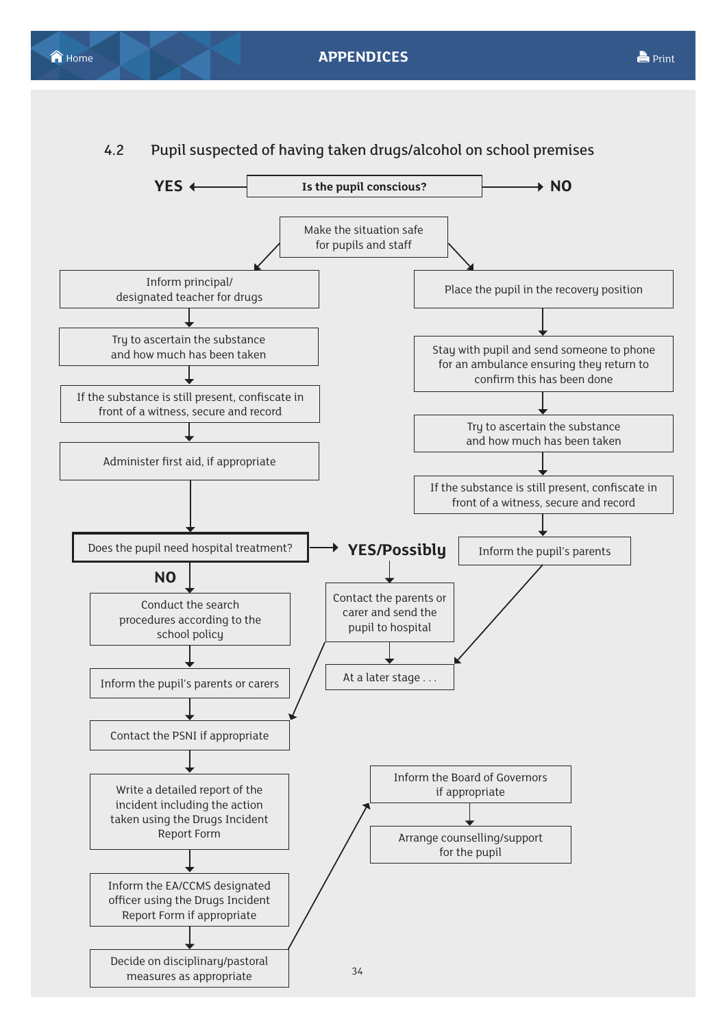## 4.2 Pupil suspected of having taken drugs/alcohol on school premises

**Is the pupil conscious?**

Make the situation safe for pupils and staff

**YES**

- Inform principal/ designated teacher for drugs
- Try to ascertain the substance and how much has been taken
- If the substance is still present, confiscate in front of a witness, secure and record
- Administer first aid, if appropriate

**NO**

- Place the pupil in the recovery position
- Stay with pupil and send someone to phone for an ambulance ensuring they return to confirm this has been done
- Try to ascertain the substance and how much has been taken
- If the substance is still present, confiscate in front of a witness, secure and record
- Inform the pupil's parents
- At a later stage . . .

**Does the pupil need hospital treatment?**

**YES/Possibly**

- Contact the parents or carer and send the pupil to hospital
- At a later stage . . .

**NO**

- Conduct the search procedures according to the school policy
- Inform the pupil's parents or carers
- Contact the PSNI if appropriate
- Write a detailed report of the incident including the action taken using the Drugs Incident Report Form
- Inform the EA/CCMS designated officer using the Drugs Incident Report Form if appropriate
- Decide on disciplinary/pastoral measures as appropriate
- Inform the Board of Governors if appropriate
- Arrange counselling/support for the pupil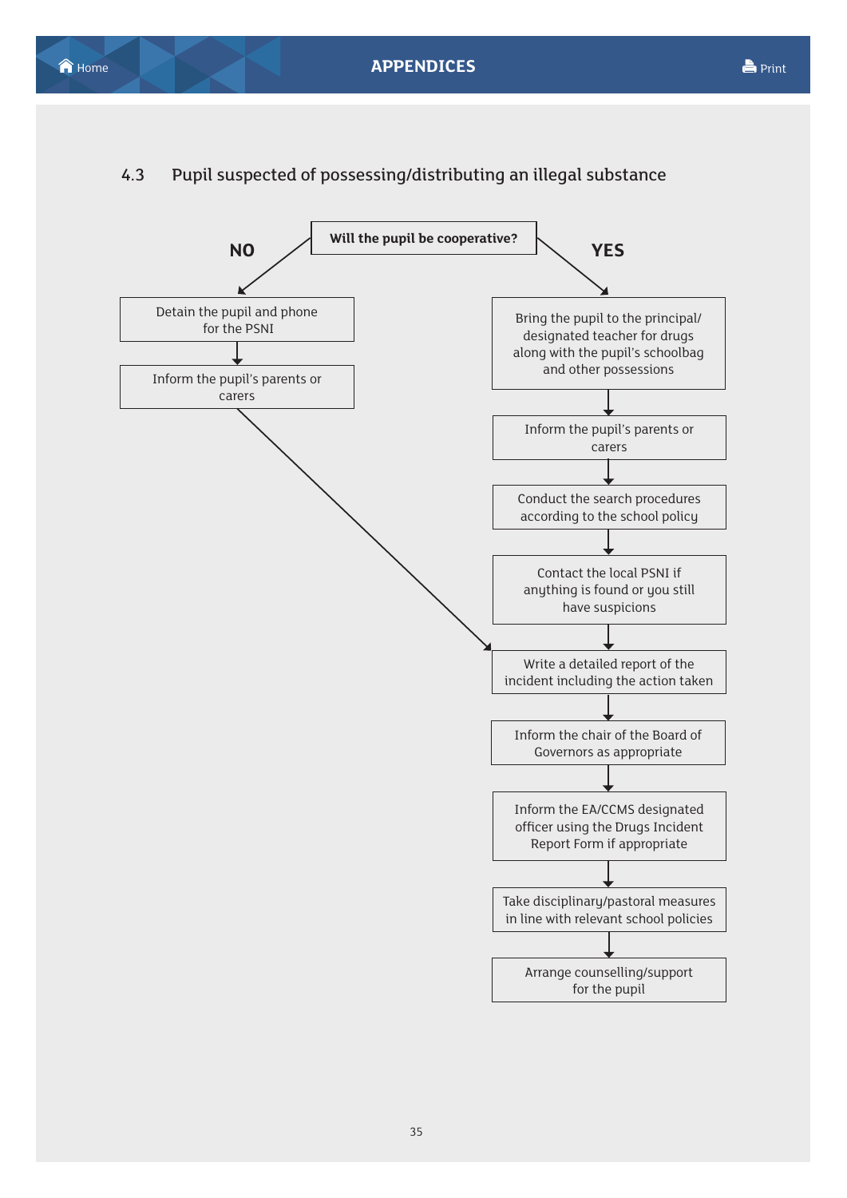## 4.3 Pupil suspected of possessing/distributing an illegal substance

**Will the pupil be cooperative?**

**NO**

1. Detain the pupil and phone for the PSNI
2. Inform the pupil's parents or carers
3. → Write a detailed report of the incident including the action taken (continue with the steps below)

**YES**

1. Bring the pupil to the principal/designated teacher for drugs along with the pupil's schoolbag and other possessions
2. Inform the pupil's parents or carers
3. Conduct the search procedures according to the school policy
4. Contact the local PSNI if anything is found or you still have suspicions
5. Write a detailed report of the incident including the action taken
6. Inform the chair of the Board of Governors as appropriate
7. Inform the EA/CCMS designated officer using the Drugs Incident Report Form if appropriate
8. Take disciplinary/pastoral measures in line with relevant school policies
9. Arrange counselling/support for the pupil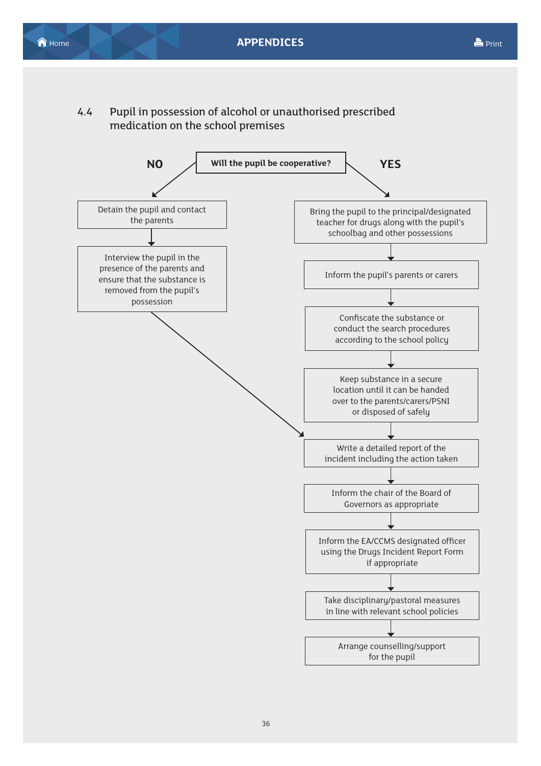## 4.4 Pupil in possession of alcohol or unauthorised prescribed medication on the school premises

**Will the pupil be cooperative?**

**NO**

- Detain the pupil and contact the parents
- Interview the pupil in the presence of the parents and ensure that the substance is removed from the pupil's possession
- → Write a detailed report of the incident including the action taken

**YES**

- Bring the pupil to the principal/designated teacher for drugs along with the pupil's schoolbag and other possessions
- Inform the pupil's parents or carers
- Confiscate the substance or conduct the search procedures according to the school policy
- Keep substance in a secure location until it can be handed over to the parents/carers/PSNI or disposed of safely
- Write a detailed report of the incident including the action taken
- Inform the chair of the Board of Governors as appropriate
- Inform the EA/CCMS designated officer using the Drugs Incident Report Form if appropriate
- Take disciplinary/pastoral measures in line with relevant school policies
- Arrange counselling/support for the pupil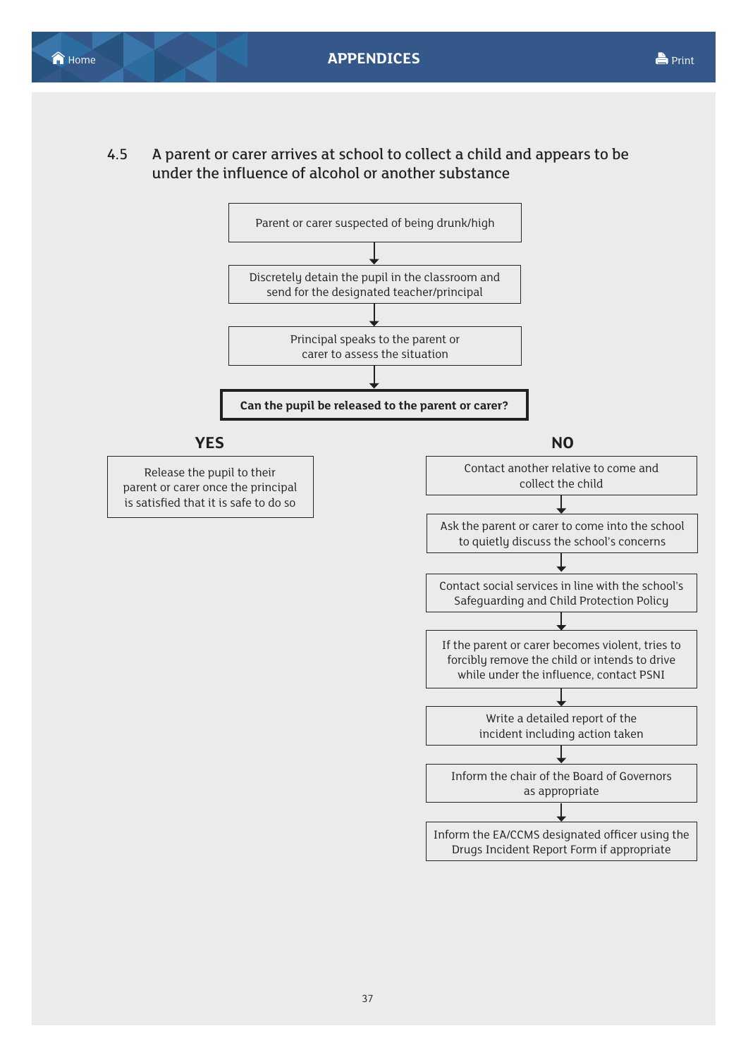## 4.5 A parent or carer arrives at school to collect a child and appears to be under the influence of alcohol or another substance

Parent or carer suspected of being drunk/high

↓

Discretely detain the pupil in the classroom and send for the designated teacher/principal

↓

Principal speaks to the parent or carer to assess the situation

↓

**Can the pupil be released to the parent or carer?**

**YES**

Release the pupil to their parent or carer once the principal is satisfied that it is safe to do so

**NO**

Contact another relative to come and collect the child

↓

Ask the parent or carer to come into the school to quietly discuss the school's concerns

↓

Contact social services in line with the school's Safeguarding and Child Protection Policy

↓

If the parent or carer becomes violent, tries to forcibly remove the child or intends to drive while under the influence, contact PSNI

↓

Write a detailed report of the incident including action taken

↓

Inform the chair of the Board of Governors as appropriate

↓

Inform the EA/CCMS designated officer using the Drugs Incident Report Form if appropriate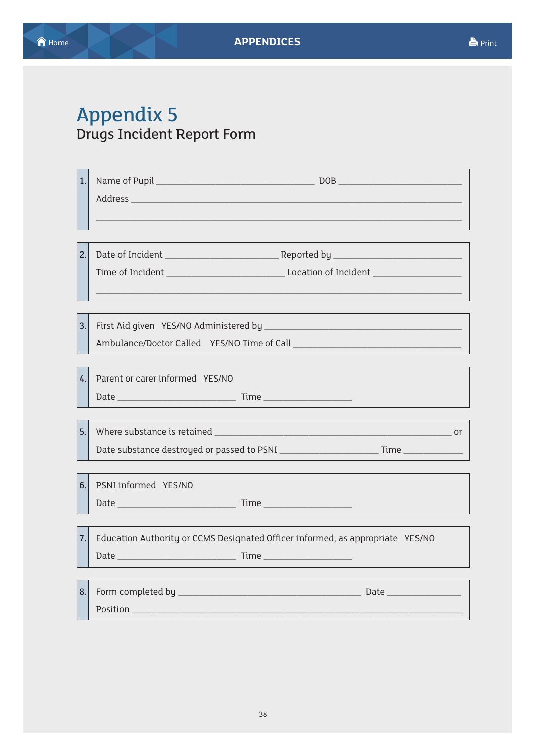# Appendix 5

## Drugs Incident Report Form

1. Name of Pupil ________________________________ DOB _________________________

   Address ______________________________________________________________________

   ______________________________________________________________________________

2. Date of Incident _______________________ Reported by __________________________

   Time of Incident ________________________ Location of Incident __________________

   ______________________________________________________________________________

3. First Aid given YES/NO Administered by ________________________________________

   Ambulance/Doctor Called YES/NO Time of Call __________________________________

4. Parent or carer informed YES/NO

   Date ________________________ Time __________________

5. Where substance is retained ________________________________________________ or

   Date substance destroyed or passed to PSNI ____________________ Time ____________

6. PSNI informed YES/NO

   Date ________________________ Time __________________

7. Education Authority or CCMS Designated Officer informed, as appropriate YES/NO

   Date ________________________ Time __________________

8. Form completed by _____________________________________ Date _______________

   Position ______________________________________________________________________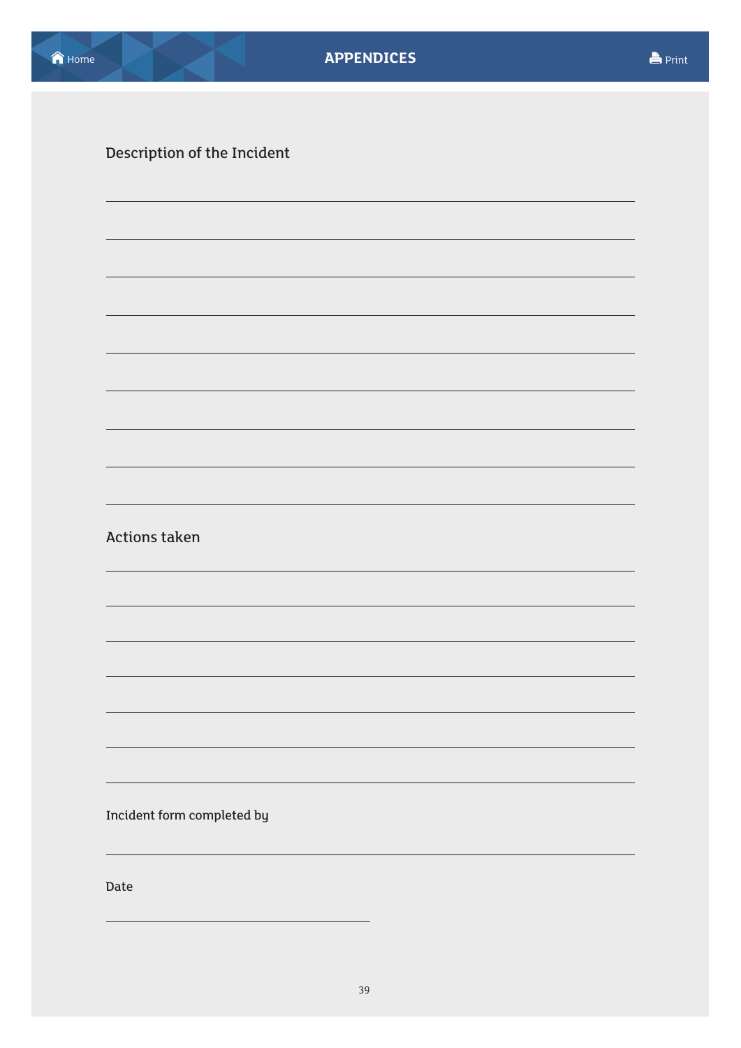Description of the Incident

Actions taken

Incident form completed by

Date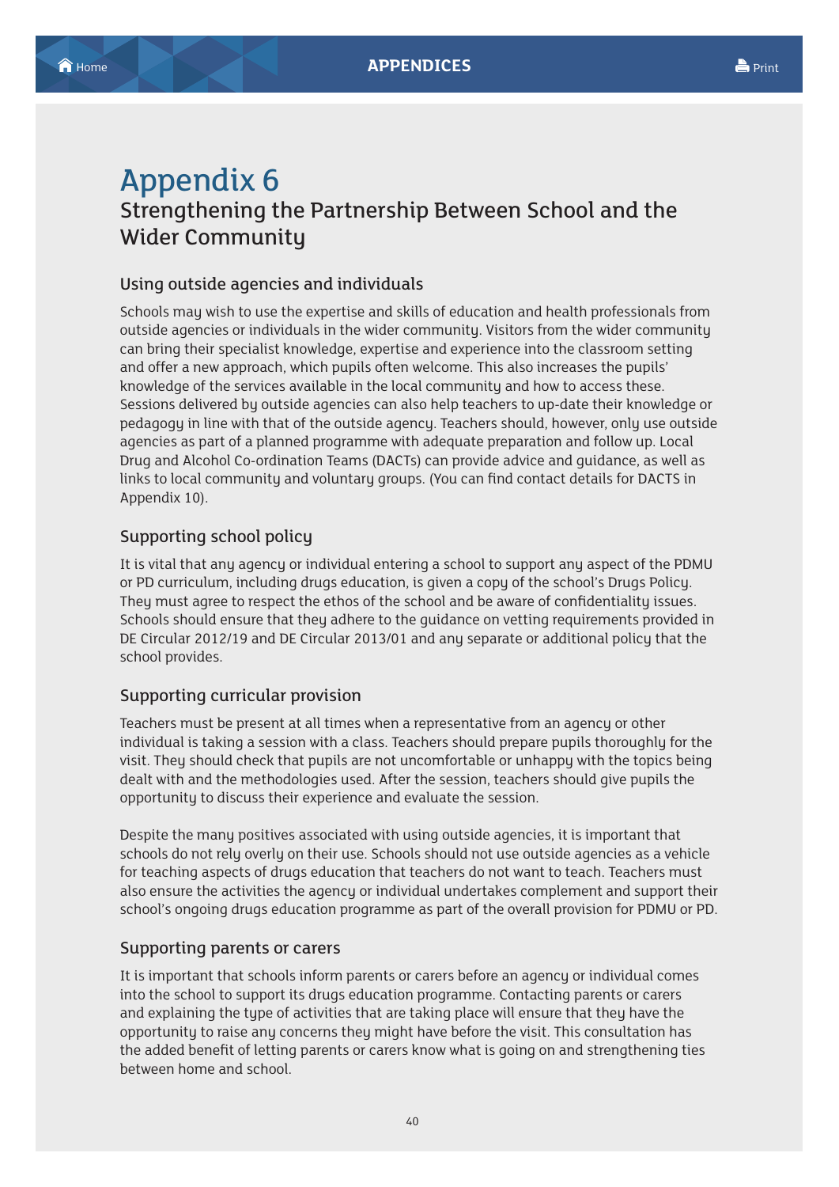# Appendix 6

## Strengthening the Partnership Between School and the Wider Community

### Using outside agencies and individuals

Schools may wish to use the expertise and skills of education and health professionals from outside agencies or individuals in the wider community. Visitors from the wider community can bring their specialist knowledge, expertise and experience into the classroom setting and offer a new approach, which pupils often welcome. This also increases the pupils' knowledge of the services available in the local community and how to access these. Sessions delivered by outside agencies can also help teachers to up-date their knowledge or pedagogy in line with that of the outside agency. Teachers should, however, only use outside agencies as part of a planned programme with adequate preparation and follow up. Local Drug and Alcohol Co-ordination Teams (DACTs) can provide advice and guidance, as well as links to local community and voluntary groups. (You can find contact details for DACTS in Appendix 10).

### Supporting school policy

It is vital that any agency or individual entering a school to support any aspect of the PDMU or PD curriculum, including drugs education, is given a copy of the school's Drugs Policy. They must agree to respect the ethos of the school and be aware of confidentiality issues. Schools should ensure that they adhere to the guidance on vetting requirements provided in DE Circular 2012/19 and DE Circular 2013/01 and any separate or additional policy that the school provides.

### Supporting curricular provision

Teachers must be present at all times when a representative from an agency or other individual is taking a session with a class. Teachers should prepare pupils thoroughly for the visit. They should check that pupils are not uncomfortable or unhappy with the topics being dealt with and the methodologies used. After the session, teachers should give pupils the opportunity to discuss their experience and evaluate the session.

Despite the many positives associated with using outside agencies, it is important that schools do not rely overly on their use. Schools should not use outside agencies as a vehicle for teaching aspects of drugs education that teachers do not want to teach. Teachers must also ensure the activities the agency or individual undertakes complement and support their school's ongoing drugs education programme as part of the overall provision for PDMU or PD.

### Supporting parents or carers

It is important that schools inform parents or carers before an agency or individual comes into the school to support its drugs education programme. Contacting parents or carers and explaining the type of activities that are taking place will ensure that they have the opportunity to raise any concerns they might have before the visit. This consultation has the added benefit of letting parents or carers know what is going on and strengthening ties between home and school.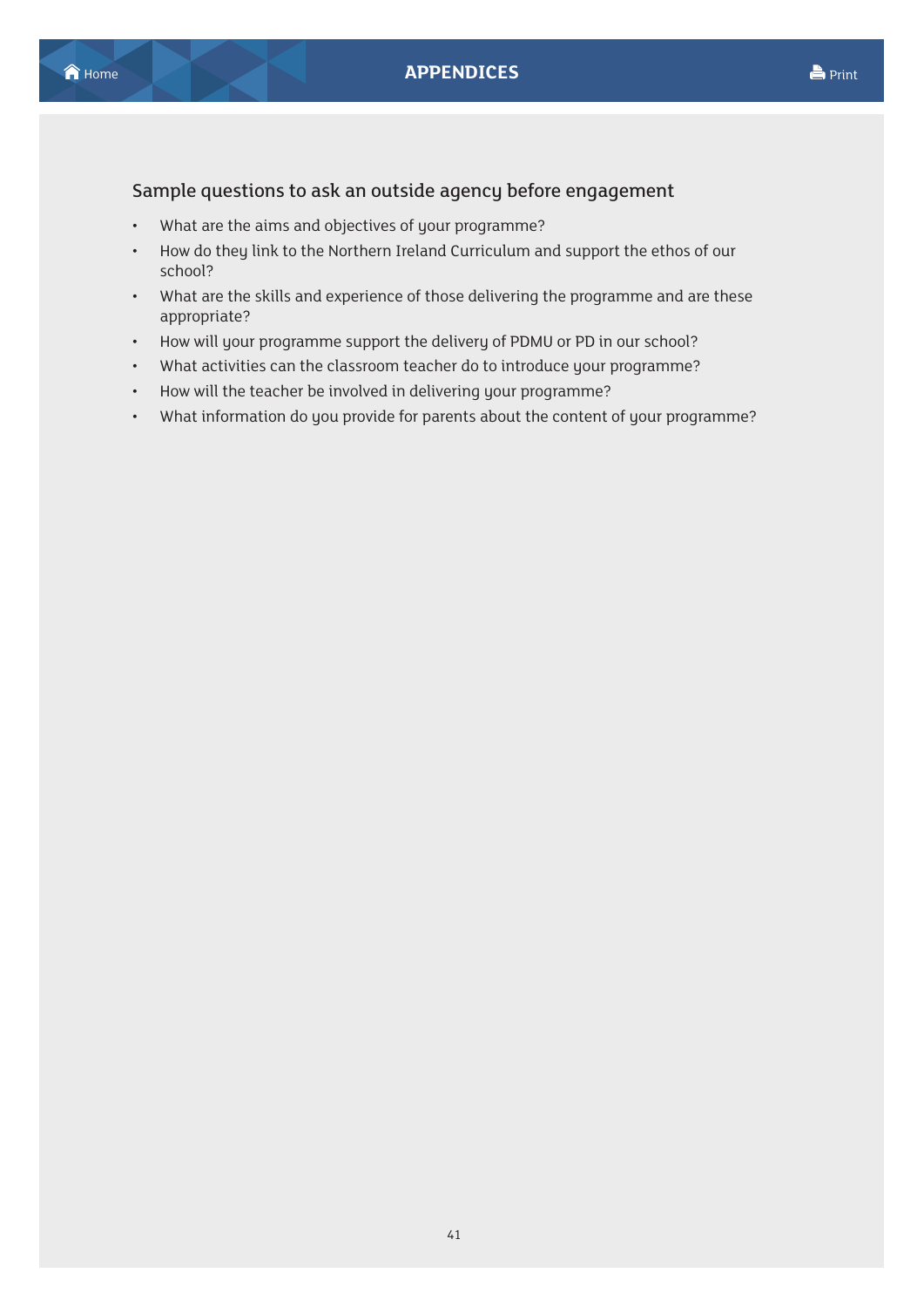## Sample questions to ask an outside agency before engagement

- What are the aims and objectives of your programme?
- How do they link to the Northern Ireland Curriculum and support the ethos of our school?
- What are the skills and experience of those delivering the programme and are these appropriate?
- How will your programme support the delivery of PDMU or PD in our school?
- What activities can the classroom teacher do to introduce your programme?
- How will the teacher be involved in delivering your programme?
- What information do you provide for parents about the content of your programme?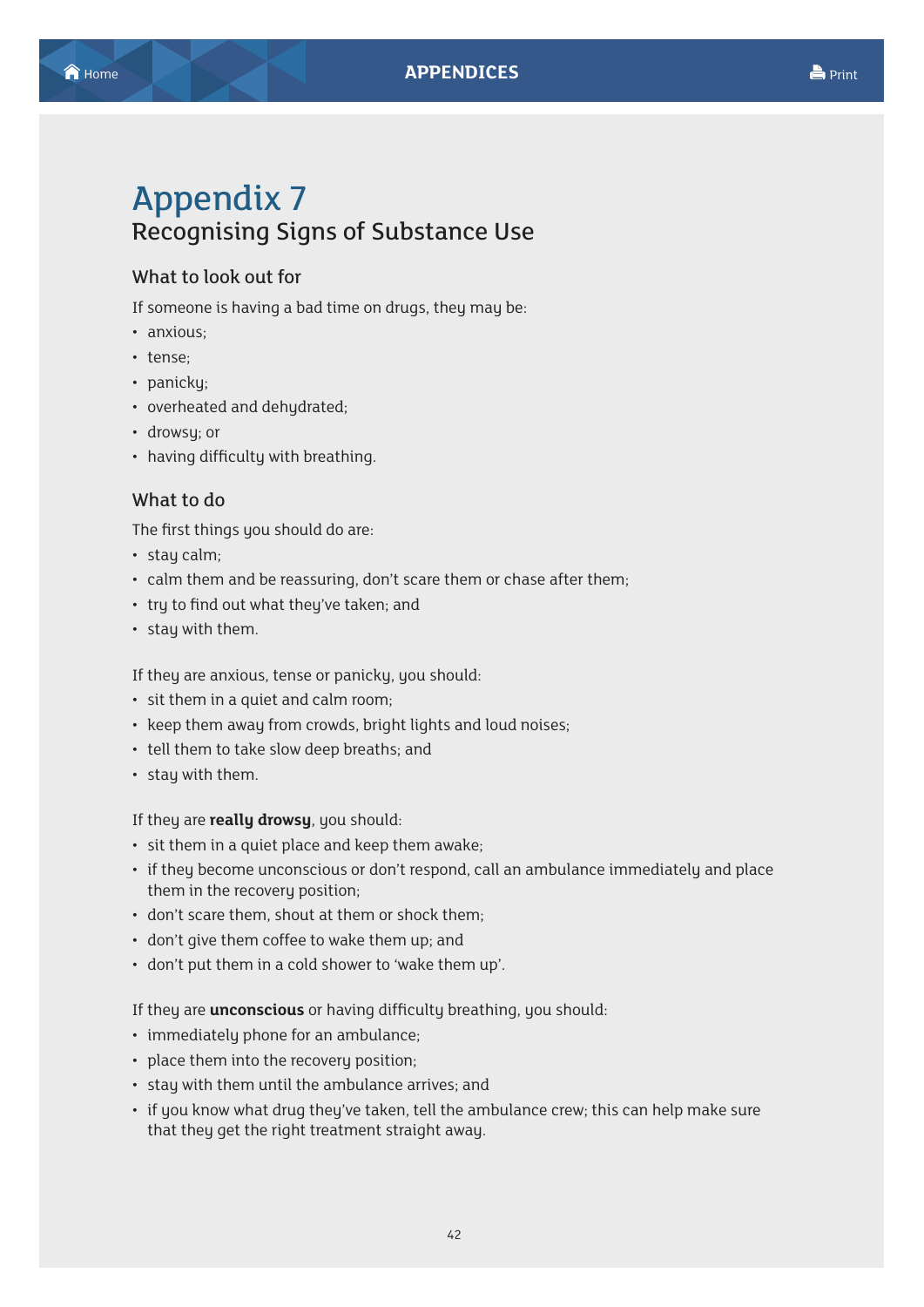# Appendix 7

## Recognising Signs of Substance Use

### What to look out for

If someone is having a bad time on drugs, they may be:

- anxious;
- tense;
- panicky;
- overheated and dehydrated;
- drowsy; or
- having difficulty with breathing.

### What to do

The first things you should do are:

- stay calm;
- calm them and be reassuring, don't scare them or chase after them;
- try to find out what they've taken; and
- stay with them.

If they are anxious, tense or panicky, you should:

- sit them in a quiet and calm room;
- keep them away from crowds, bright lights and loud noises;
- tell them to take slow deep breaths; and
- stay with them.

If they are **really drowsy**, you should:

- sit them in a quiet place and keep them awake;
- if they become unconscious or don't respond, call an ambulance immediately and place them in the recovery position;
- don't scare them, shout at them or shock them;
- don't give them coffee to wake them up; and
- don't put them in a cold shower to 'wake them up'.

If they are **unconscious** or having difficulty breathing, you should:

- immediately phone for an ambulance;
- place them into the recovery position;
- stay with them until the ambulance arrives; and
- if you know what drug they've taken, tell the ambulance crew; this can help make sure that they get the right treatment straight away.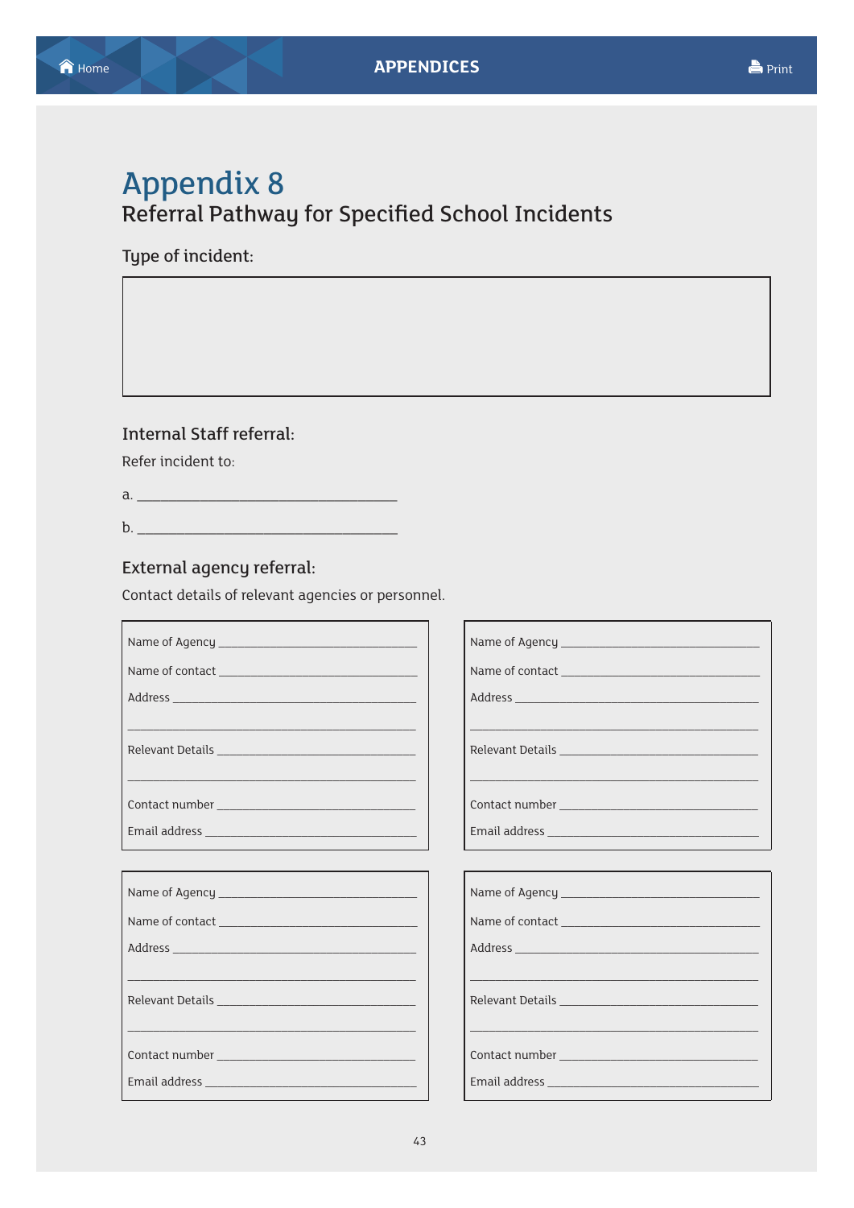# Appendix 8

## Referral Pathway for Specified School Incidents

### Type of incident:

### Internal Staff referral:

Refer incident to:

a. ___________________________________

b. ___________________________________

### External agency referral:

Contact details of relevant agencies or personnel.

Name of Agency ________________________________

Name of contact ________________________________

Address _______________________________________

______________________________________________

Relevant Details ________________________________

______________________________________________

Contact number ________________________________

Email address __________________________________

Name of Agency ________________________________

Name of contact ________________________________

Address _______________________________________

______________________________________________

Relevant Details ________________________________

______________________________________________

Contact number ________________________________

Email address __________________________________

Name of Agency ________________________________

Name of contact ________________________________

Address _______________________________________

______________________________________________

Relevant Details ________________________________

______________________________________________

Contact number ________________________________

Email address __________________________________

Name of Agency ________________________________

Name of contact ________________________________

Address _______________________________________

______________________________________________

Relevant Details ________________________________

______________________________________________

Contact number ________________________________

Email address __________________________________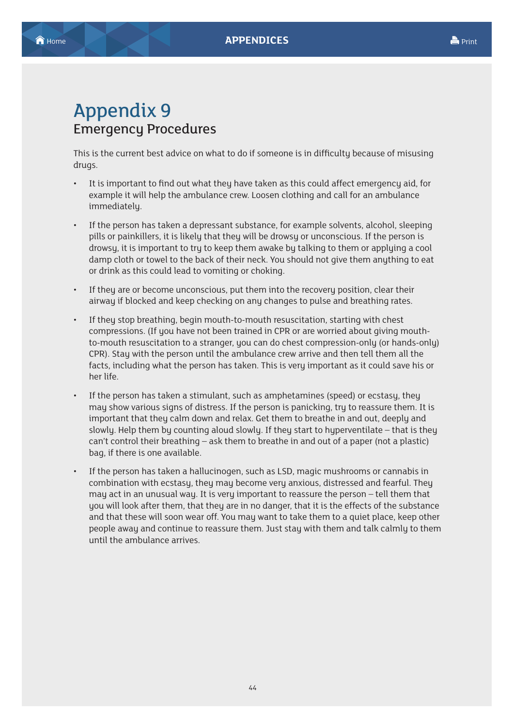# Appendix 9

## Emergency Procedures

This is the current best advice on what to do if someone is in difficulty because of misusing drugs.

- It is important to find out what they have taken as this could affect emergency aid, for example it will help the ambulance crew. Loosen clothing and call for an ambulance immediately.
- If the person has taken a depressant substance, for example solvents, alcohol, sleeping pills or painkillers, it is likely that they will be drowsy or unconscious. If the person is drowsy, it is important to try to keep them awake by talking to them or applying a cool damp cloth or towel to the back of their neck. You should not give them anything to eat or drink as this could lead to vomiting or choking.
- If they are or become unconscious, put them into the recovery position, clear their airway if blocked and keep checking on any changes to pulse and breathing rates.
- If they stop breathing, begin mouth-to-mouth resuscitation, starting with chest compressions. (If you have not been trained in CPR or are worried about giving mouth-to-mouth resuscitation to a stranger, you can do chest compression-only (or hands-only) CPR). Stay with the person until the ambulance crew arrive and then tell them all the facts, including what the person has taken. This is very important as it could save his or her life.
- If the person has taken a stimulant, such as amphetamines (speed) or ecstasy, they may show various signs of distress. If the person is panicking, try to reassure them. It is important that they calm down and relax. Get them to breathe in and out, deeply and slowly. Help them by counting aloud slowly. If they start to hyperventilate – that is they can't control their breathing – ask them to breathe in and out of a paper (not a plastic) bag, if there is one available.
- If the person has taken a hallucinogen, such as LSD, magic mushrooms or cannabis in combination with ecstasy, they may become very anxious, distressed and fearful. They may act in an unusual way. It is very important to reassure the person – tell them that you will look after them, that they are in no danger, that it is the effects of the substance and that these will soon wear off. You may want to take them to a quiet place, keep other people away and continue to reassure them. Just stay with them and talk calmly to them until the ambulance arrives.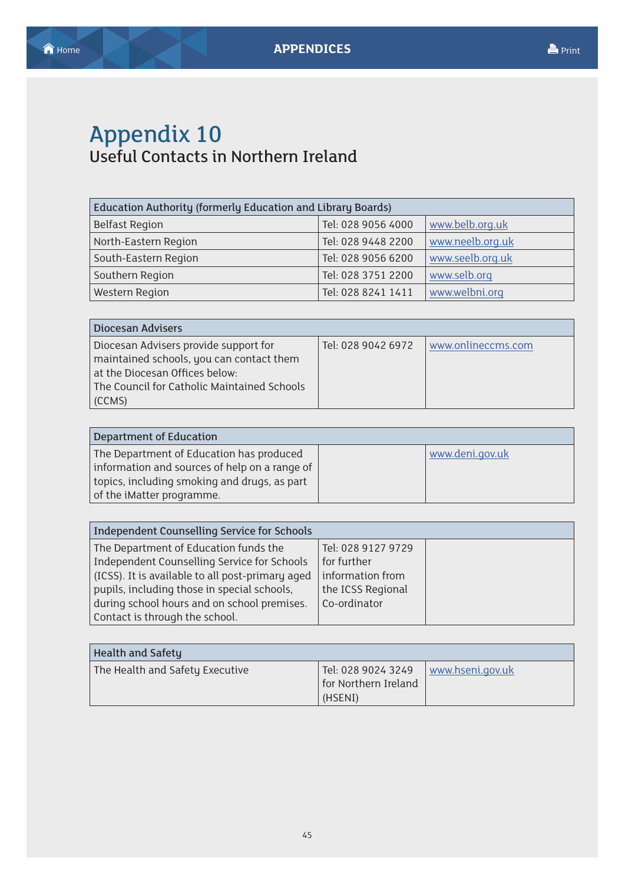# Appendix 10

## Useful Contacts in Northern Ireland

| Education Authority (formerly Education and Library Boards) | | |
|---|---|---|
| Belfast Region | Tel: 028 9056 4000 | www.belb.org.uk |
| North-Eastern Region | Tel: 028 9448 2200 | www.neelb.org.uk |
| South-Eastern Region | Tel: 028 9056 6200 | www.seelb.org.uk |
| Southern Region | Tel: 028 3751 2200 | www.selb.org |
| Western Region | Tel: 028 8241 1411 | www.welbni.org |

| Diocesan Advisers | | |
|---|---|---|
| Diocesan Advisers provide support for maintained schools, you can contact them at the Diocesan Offices below: The Council for Catholic Maintained Schools (CCMS) | Tel: 028 9042 6972 | www.onlineccms.com |

| Department of Education | | |
|---|---|---|
| The Department of Education has produced information and sources of help on a range of topics, including smoking and drugs, as part of the iMatter programme. | | www.deni.gov.uk |

| Independent Counselling Service for Schools | | |
|---|---|---|
| The Department of Education funds the Independent Counselling Service for Schools (ICSS). It is available to all post-primary aged pupils, including those in special schools, during school hours and on school premises. Contact is through the school. | Tel: 028 9127 9729 for further information from the ICSS Regional Co-ordinator | |

| Health and Safety | | |
|---|---|---|
| The Health and Safety Executive | Tel: 028 9024 3249 for Northern Ireland (HSENI) | www.hseni.gov.uk |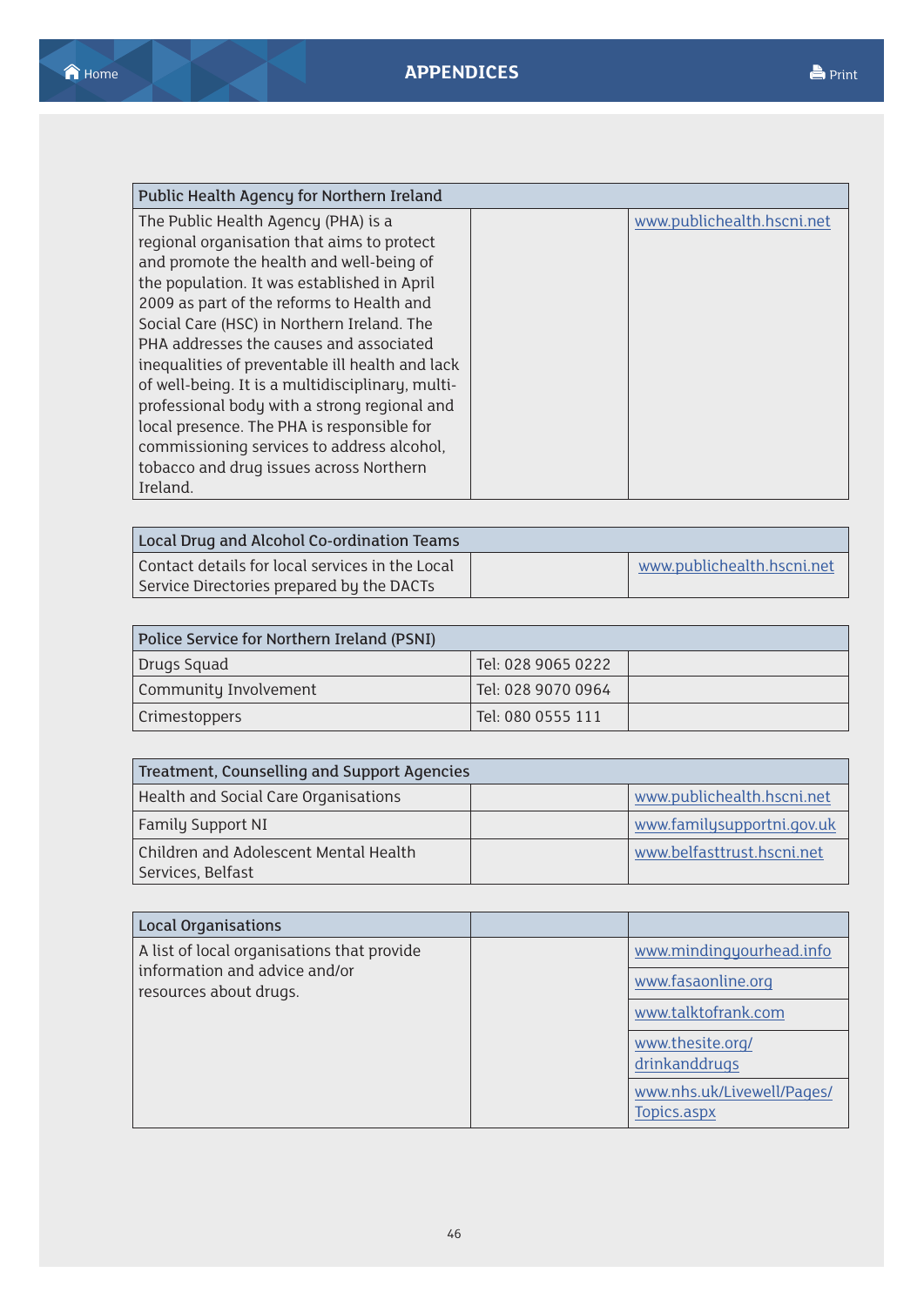| Public Health Agency for Northern Ireland | | |
|---|---|---|
| The Public Health Agency (PHA) is a regional organisation that aims to protect and promote the health and well-being of the population. It was established in April 2009 as part of the reforms to Health and Social Care (HSC) in Northern Ireland. The PHA addresses the causes and associated inequalities of preventable ill health and lack of well-being. It is a multidisciplinary, multi-professional body with a strong regional and local presence. The PHA is responsible for commissioning services to address alcohol, tobacco and drug issues across Northern Ireland. | | www.publichealth.hscni.net |

| Local Drug and Alcohol Co-ordination Teams | | |
|---|---|---|
| Contact details for local services in the Local Service Directories prepared by the DACTs | | www.publichealth.hscni.net |

| Police Service for Northern Ireland (PSNI) | | |
|---|---|---|
| Drugs Squad | Tel: 028 9065 0222 | |
| Community Involvement | Tel: 028 9070 0964 | |
| Crimestoppers | Tel: 080 0555 111 | |

| Treatment, Counselling and Support Agencies | | |
|---|---|---|
| Health and Social Care Organisations | | www.publichealth.hscni.net |
| Family Support NI | | www.familysupportni.gov.uk |
| Children and Adolescent Mental Health Services, Belfast | | www.belfasttrust.hscni.net |

| Local Organisations | | |
|---|---|---|
| A list of local organisations that provide information and advice and/or resources about drugs. | | www.mindingyourhead.info |
| | | www.fasaonline.org |
| | | www.talktofrank.com |
| | | www.thesite.org/drinkanddrugs |
| | | www.nhs.uk/Livewell/Pages/Topics.aspx |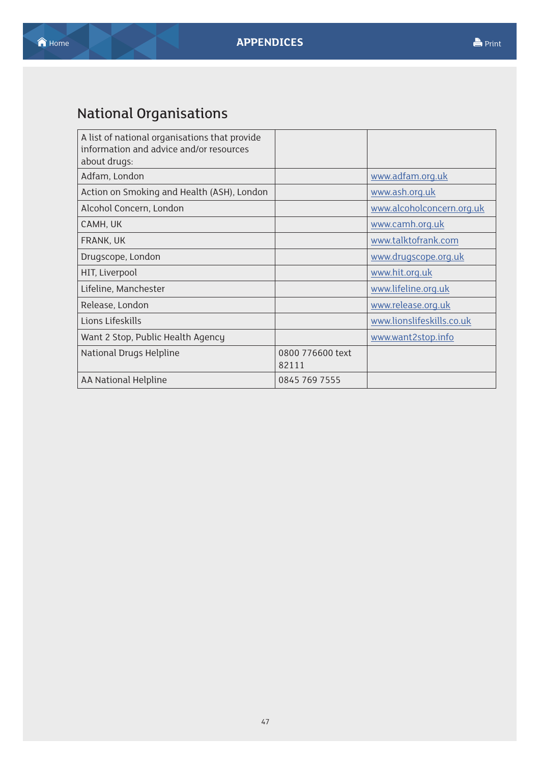## National Organisations

| A list of national organisations that provide information and advice and/or resources about drugs: | | |
|---|---|---|
| Adfam, London | | www.adfam.org.uk |
| Action on Smoking and Health (ASH), London | | www.ash.org.uk |
| Alcohol Concern, London | | www.alcoholconcern.org.uk |
| CAMH, UK | | www.camh.org.uk |
| FRANK, UK | | www.talktofrank.com |
| Drugscope, London | | www.drugscope.org.uk |
| HIT, Liverpool | | www.hit.org.uk |
| Lifeline, Manchester | | www.lifeline.org.uk |
| Release, London | | www.release.org.uk |
| Lions Lifeskills | | www.lionslifeskills.co.uk |
| Want 2 Stop, Public Health Agency | | www.want2stop.info |
| National Drugs Helpline | 0800 776600 text 82111 | |
| AA National Helpline | 0845 769 7555 | |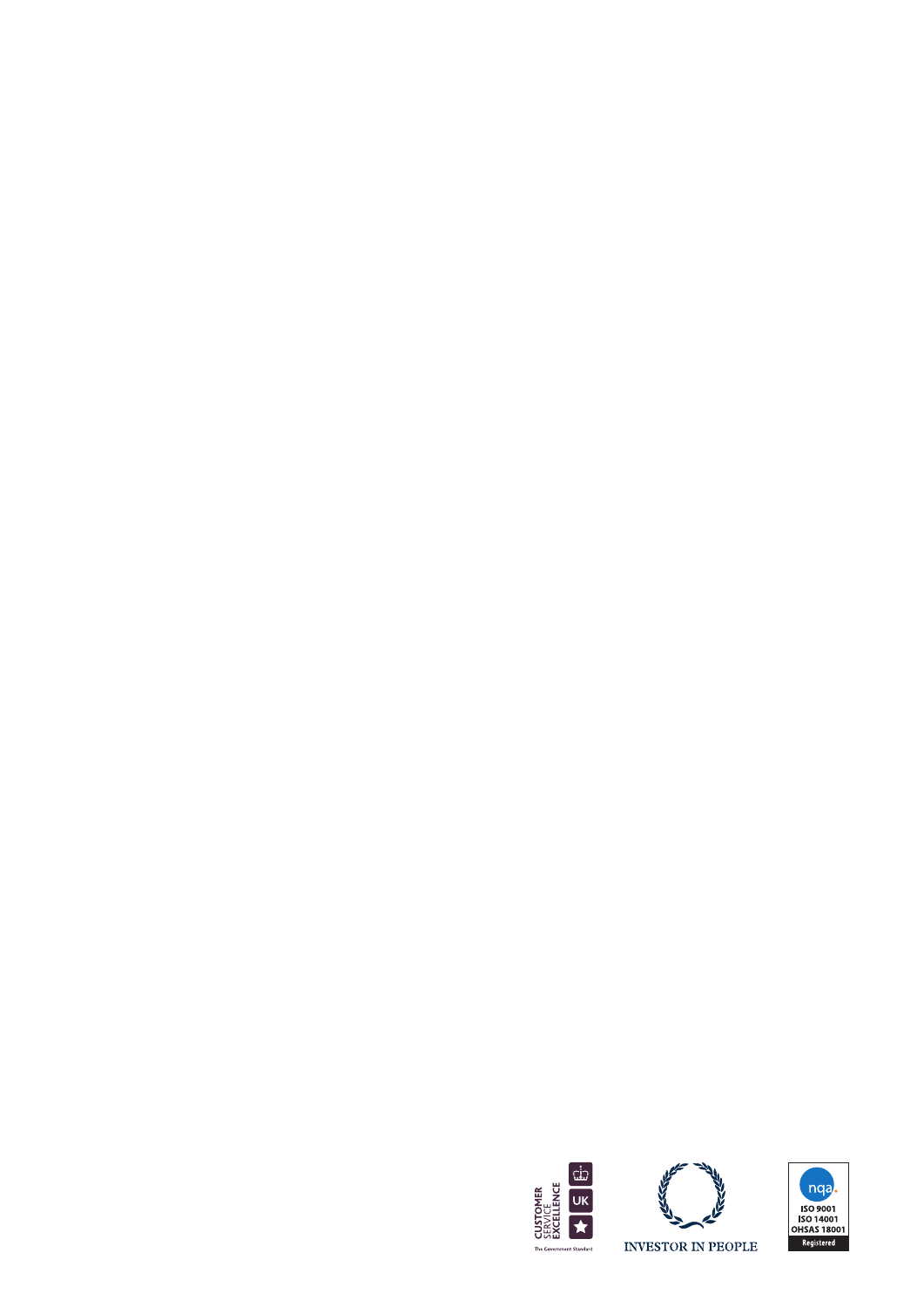CUSTOMER SERVICE EXCELLENCE

UK

The Government Standard

INVESTOR IN PEOPLE

nqa

ISO 9001
ISO 14001
OHSAS 18001
Registered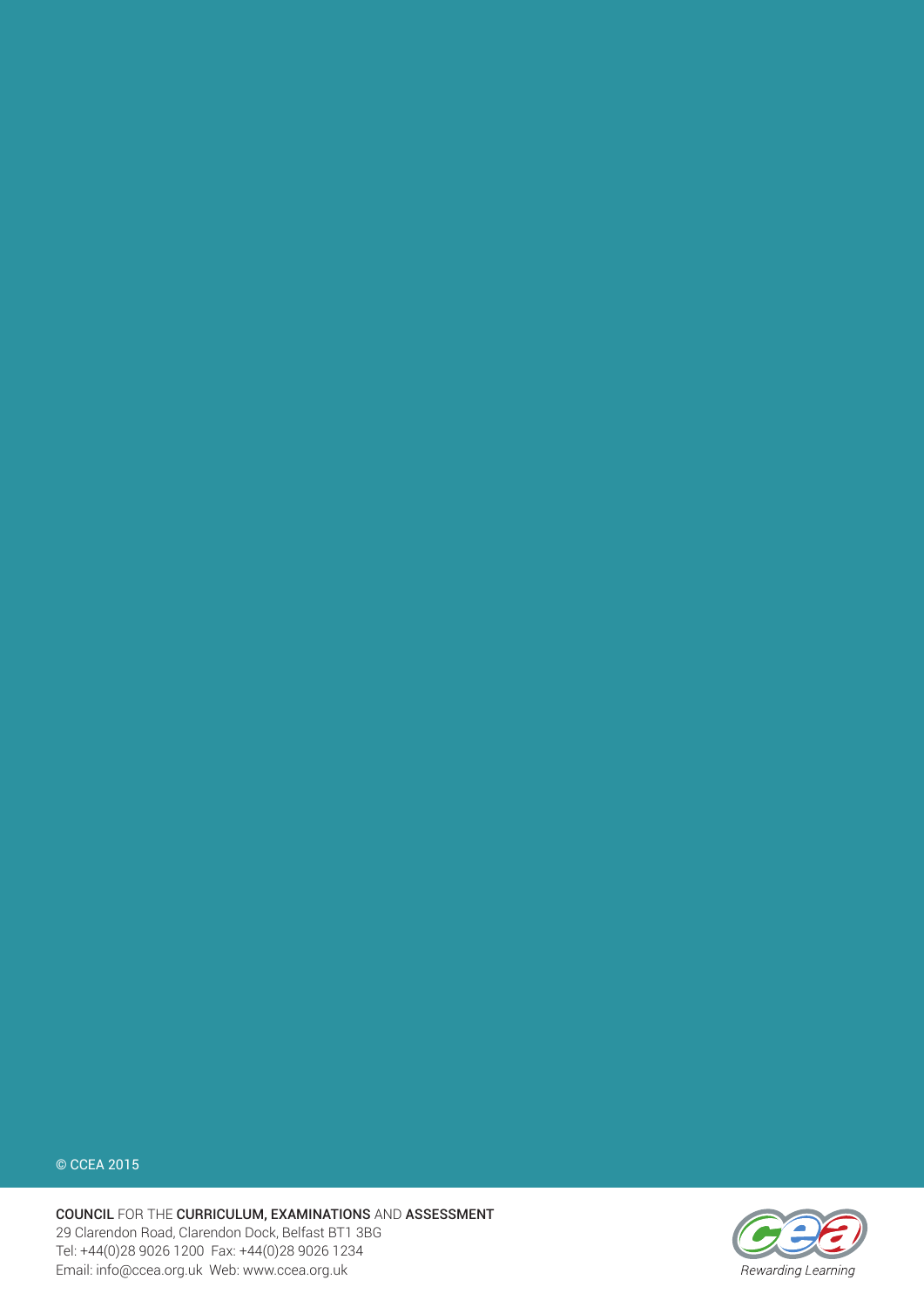© CCEA 2015

COUNCIL FOR THE CURRICULUM, EXAMINATIONS AND ASSESSMENT
29 Clarendon Road, Clarendon Dock, Belfast BT1 3BG
Tel: +44(0)28 9026 1200 Fax: +44(0)28 9026 1234
Email: info@ccea.org.uk Web: www.ccea.org.uk

Rewarding Learning